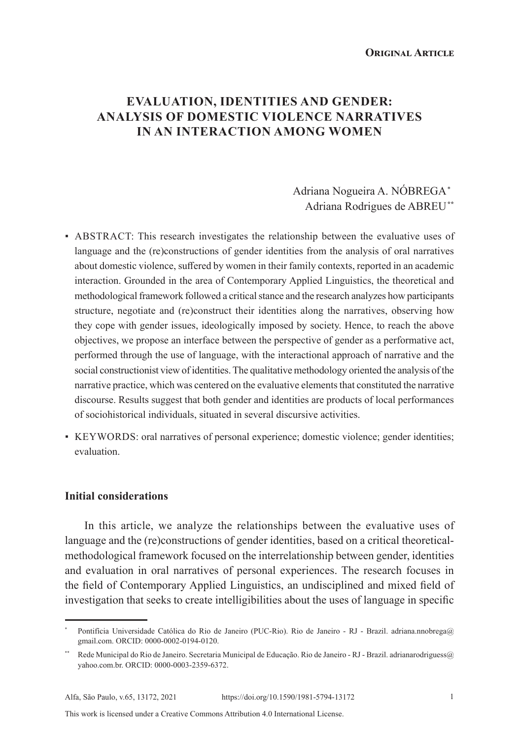**Original Article**

# EVALUATION, IDENTITIES AND GENDER: ANALYSIS OF DOMESTIC VIOLENCE NARRATIVES IN AN INTERACTION AMONG WOMEN

Adriana Nogueira A. NÓBREGA[*]
Adriana Rodrigues de ABREU[**]

- ABSTRACT: This research investigates the relationship between the evaluative uses of language and the (re)constructions of gender identities from the analysis of oral narratives about domestic violence, suffered by women in their family contexts, reported in an academic interaction. Grounded in the area of Contemporary Applied Linguistics, the theoretical and methodological framework followed a critical stance and the research analyzes how participants structure, negotiate and (re)construct their identities along the narratives, observing how they cope with gender issues, ideologically imposed by society. Hence, to reach the above objectives, we propose an interface between the perspective of gender as a performative act, performed through the use of language, with the interactional approach of narrative and the social constructionist view of identities. The qualitative methodology oriented the analysis of the narrative practice, which was centered on the evaluative elements that constituted the narrative discourse. Results suggest that both gender and identities are products of local performances of sociohistorical individuals, situated in several discursive activities.
- KEYWORDS: oral narratives of personal experience; domestic violence; gender identities; evaluation.

## Initial considerations

In this article, we analyze the relationships between the evaluative uses of language and the (re)constructions of gender identities, based on a critical theoretical-methodological framework focused on the interrelationship between gender, identities and evaluation in oral narratives of personal experiences. The research focuses in the field of Contemporary Applied Linguistics, an undisciplined and mixed field of investigation that seeks to create intelligibilities about the uses of language in specific

---

[*] Pontifícia Universidade Católica do Rio de Janeiro (PUC-Rio). Rio de Janeiro - RJ - Brazil. adriana.nnobrega@gmail.com. ORCID: 0000-0002-0194-0120.

[**] Rede Municipal do Rio de Janeiro. Secretaria Municipal de Educação. Rio de Janeiro - RJ - Brazil. adrianarodriguess@yahoo.com.br. ORCID: 0000-0003-2359-6372.

This work is licensed under a Creative Commons Attribution 4.0 International License.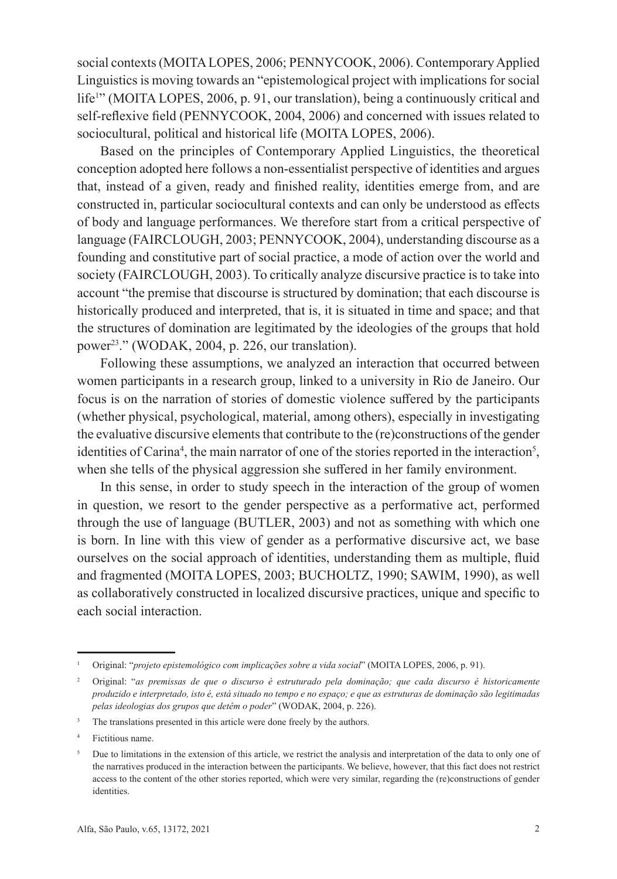social contexts (MOITA LOPES, 2006; PENNYCOOK, 2006). Contemporary Applied Linguistics is moving towards an "epistemological project with implications for social life[1]" (MOITA LOPES, 2006, p. 91, our translation), being a continuously critical and self-reflexive field (PENNYCOOK, 2004, 2006) and concerned with issues related to sociocultural, political and historical life (MOITA LOPES, 2006).

Based on the principles of Contemporary Applied Linguistics, the theoretical conception adopted here follows a non-essentialist perspective of identities and argues that, instead of a given, ready and finished reality, identities emerge from, and are constructed in, particular sociocultural contexts and can only be understood as effects of body and language performances. We therefore start from a critical perspective of language (FAIRCLOUGH, 2003; PENNYCOOK, 2004), understanding discourse as a founding and constitutive part of social practice, a mode of action over the world and society (FAIRCLOUGH, 2003). To critically analyze discursive practice is to take into account "the premise that discourse is structured by domination; that each discourse is historically produced and interpreted, that is, it is situated in time and space; and that the structures of domination are legitimated by the ideologies of the groups that hold power[2][3]." (WODAK, 2004, p. 226, our translation).

Following these assumptions, we analyzed an interaction that occurred between women participants in a research group, linked to a university in Rio de Janeiro. Our focus is on the narration of stories of domestic violence suffered by the participants (whether physical, psychological, material, among others), especially in investigating the evaluative discursive elements that contribute to the (re)constructions of the gender identities of Carina[4], the main narrator of one of the stories reported in the interaction[5], when she tells of the physical aggression she suffered in her family environment.

In this sense, in order to study speech in the interaction of the group of women in question, we resort to the gender perspective as a performative act, performed through the use of language (BUTLER, 2003) and not as something with which one is born. In line with this view of gender as a performative discursive act, we base ourselves on the social approach of identities, understanding them as multiple, fluid and fragmented (MOITA LOPES, 2003; BUCHOLTZ, 1990; SAWIM, 1990), as well as collaboratively constructed in localized discursive practices, unique and specific to each social interaction.

---

[1] Original: "*projeto epistemológico com implicações sobre a vida social*" (MOITA LOPES, 2006, p. 91).

[2] Original: "*as premissas de que o discurso é estruturado pela dominação; que cada discurso é historicamente produzido e interpretado, isto é, está situado no tempo e no espaço; e que as estruturas de dominação são legitimadas pelas ideologias dos grupos que detêm o poder*" (WODAK, 2004, p. 226).

[3] The translations presented in this article were done freely by the authors.

[4] Fictitious name.

[5] Due to limitations in the extension of this article, we restrict the analysis and interpretation of the data to only one of the narratives produced in the interaction between the participants. We believe, however, that this fact does not restrict access to the content of the other stories reported, which were very similar, regarding the (re)constructions of gender identities.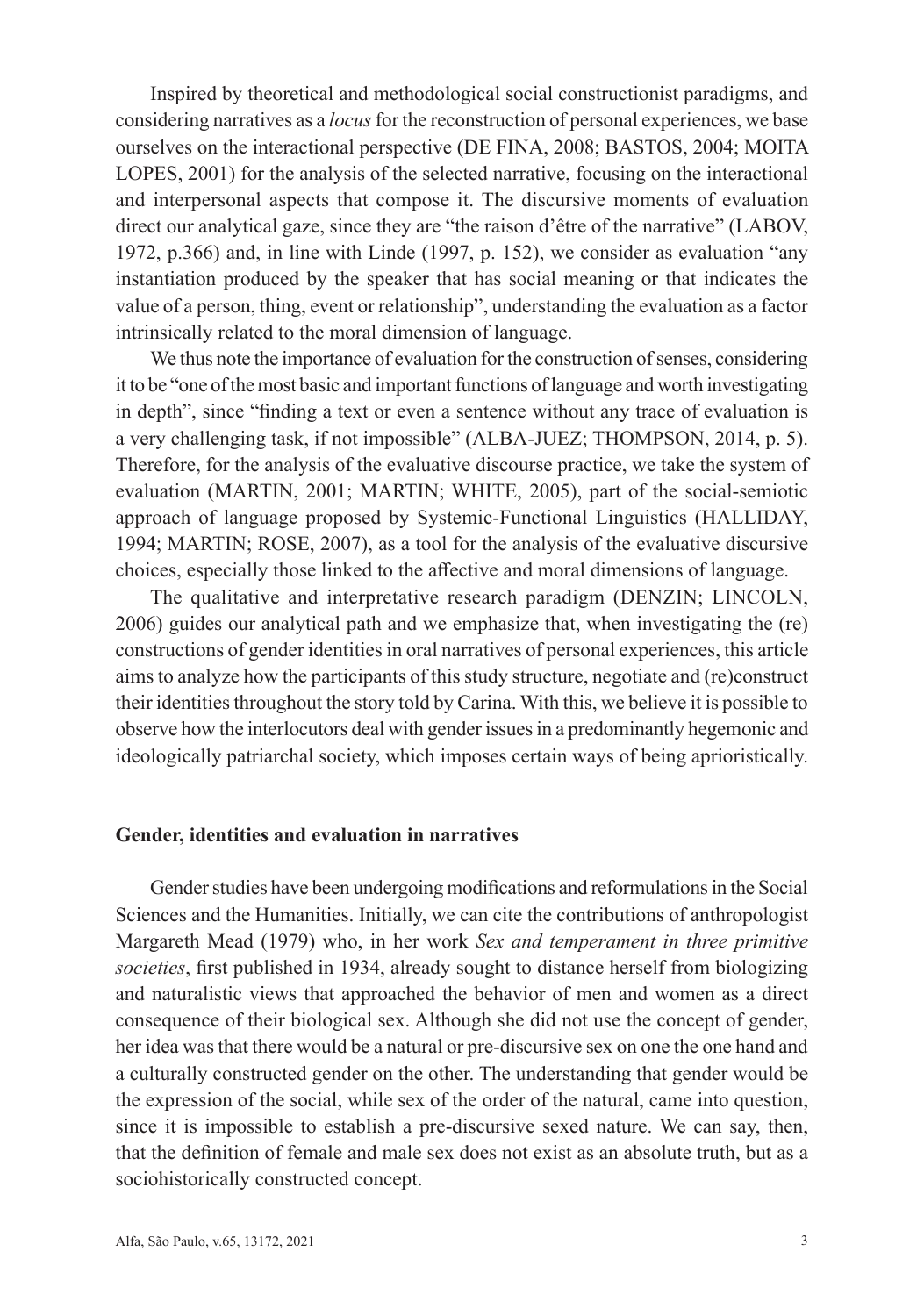Inspired by theoretical and methodological social constructionist paradigms, and considering narratives as a *locus* for the reconstruction of personal experiences, we base ourselves on the interactional perspective (DE FINA, 2008; BASTOS, 2004; MOITA LOPES, 2001) for the analysis of the selected narrative, focusing on the interactional and interpersonal aspects that compose it. The discursive moments of evaluation direct our analytical gaze, since they are "the raison d'être of the narrative" (LABOV, 1972, p.366) and, in line with Linde (1997, p. 152), we consider as evaluation "any instantiation produced by the speaker that has social meaning or that indicates the value of a person, thing, event or relationship", understanding the evaluation as a factor intrinsically related to the moral dimension of language.

We thus note the importance of evaluation for the construction of senses, considering it to be "one of the most basic and important functions of language and worth investigating in depth", since "finding a text or even a sentence without any trace of evaluation is a very challenging task, if not impossible" (ALBA-JUEZ; THOMPSON, 2014, p. 5). Therefore, for the analysis of the evaluative discourse practice, we take the system of evaluation (MARTIN, 2001; MARTIN; WHITE, 2005), part of the social-semiotic approach of language proposed by Systemic-Functional Linguistics (HALLIDAY, 1994; MARTIN; ROSE, 2007), as a tool for the analysis of the evaluative discursive choices, especially those linked to the affective and moral dimensions of language.

The qualitative and interpretative research paradigm (DENZIN; LINCOLN, 2006) guides our analytical path and we emphasize that, when investigating the (re) constructions of gender identities in oral narratives of personal experiences, this article aims to analyze how the participants of this study structure, negotiate and (re)construct their identities throughout the story told by Carina. With this, we believe it is possible to observe how the interlocutors deal with gender issues in a predominantly hegemonic and ideologically patriarchal society, which imposes certain ways of being aprioristically.

## Gender, identities and evaluation in narratives

Gender studies have been undergoing modifications and reformulations in the Social Sciences and the Humanities. Initially, we can cite the contributions of anthropologist Margareth Mead (1979) who, in her work *Sex and temperament in three primitive societies*, first published in 1934, already sought to distance herself from biologizing and naturalistic views that approached the behavior of men and women as a direct consequence of their biological sex. Although she did not use the concept of gender, her idea was that there would be a natural or pre-discursive sex on one the one hand and a culturally constructed gender on the other. The understanding that gender would be the expression of the social, while sex of the order of the natural, came into question, since it is impossible to establish a pre-discursive sexed nature. We can say, then, that the definition of female and male sex does not exist as an absolute truth, but as a sociohistorically constructed concept.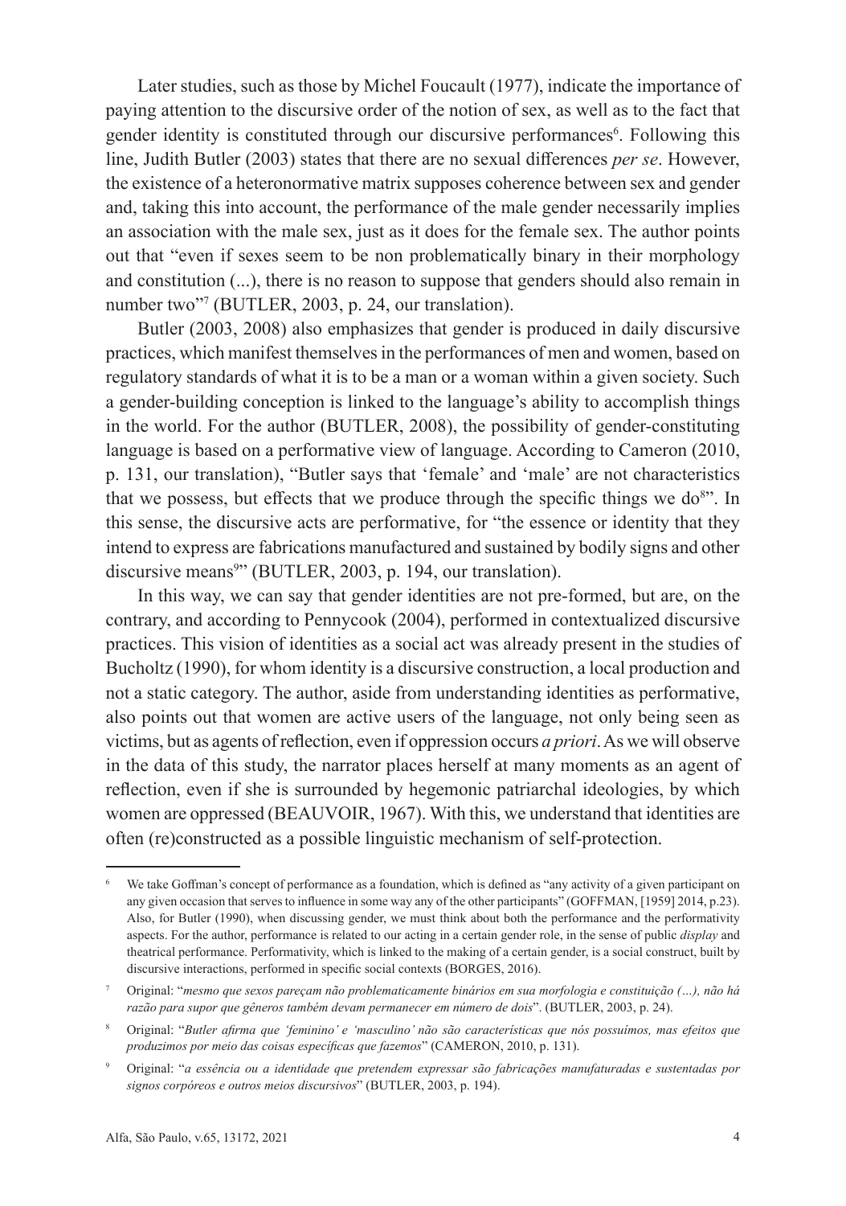Later studies, such as those by Michel Foucault (1977), indicate the importance of paying attention to the discursive order of the notion of sex, as well as to the fact that gender identity is constituted through our discursive performances[6]. Following this line, Judith Butler (2003) states that there are no sexual differences *per se*. However, the existence of a heteronormative matrix supposes coherence between sex and gender and, taking this into account, the performance of the male gender necessarily implies an association with the male sex, just as it does for the female sex. The author points out that "even if sexes seem to be non problematically binary in their morphology and constitution (...), there is no reason to suppose that genders should also remain in number two"[7] (BUTLER, 2003, p. 24, our translation).

Butler (2003, 2008) also emphasizes that gender is produced in daily discursive practices, which manifest themselves in the performances of men and women, based on regulatory standards of what it is to be a man or a woman within a given society. Such a gender-building conception is linked to the language's ability to accomplish things in the world. For the author (BUTLER, 2008), the possibility of gender-constituting language is based on a performative view of language. According to Cameron (2010, p. 131, our translation), "Butler says that 'female' and 'male' are not characteristics that we possess, but effects that we produce through the specific things we do[8]". In this sense, the discursive acts are performative, for "the essence or identity that they intend to express are fabrications manufactured and sustained by bodily signs and other discursive means[9]" (BUTLER, 2003, p. 194, our translation).

In this way, we can say that gender identities are not pre-formed, but are, on the contrary, and according to Pennycook (2004), performed in contextualized discursive practices. This vision of identities as a social act was already present in the studies of Bucholtz (1990), for whom identity is a discursive construction, a local production and not a static category. The author, aside from understanding identities as performative, also points out that women are active users of the language, not only being seen as victims, but as agents of reflection, even if oppression occurs *a priori*. As we will observe in the data of this study, the narrator places herself at many moments as an agent of reflection, even if she is surrounded by hegemonic patriarchal ideologies, by which women are oppressed (BEAUVOIR, 1967). With this, we understand that identities are often (re)constructed as a possible linguistic mechanism of self-protection.

---

[6] We take Goffman's concept of performance as a foundation, which is defined as "any activity of a given participant on any given occasion that serves to influence in some way any of the other participants" (GOFFMAN, [1959] 2014, p.23). Also, for Butler (1990), when discussing gender, we must think about both the performance and the performativity aspects. For the author, performance is related to our acting in a certain gender role, in the sense of public *display* and theatrical performance. Performativity, which is linked to the making of a certain gender, is a social construct, built by discursive interactions, performed in specific social contexts (BORGES, 2016).

[7] Original: "*mesmo que sexos pareçam não problematicamente binários em sua morfologia e constituição (...), não há razão para supor que gêneros também devam permanecer em número de dois*". (BUTLER, 2003, p. 24).

[8] Original: "*Butler afirma que 'feminino' e 'masculino' não são características que nós possuímos, mas efeitos que produzimos por meio das coisas específicas que fazemos*" (CAMERON, 2010, p. 131).

[9] Original: "*a essência ou a identidade que pretendem expressar são fabricações manufaturadas e sustentadas por signos corpóreos e outros meios discursivos*" (BUTLER, 2003, p. 194).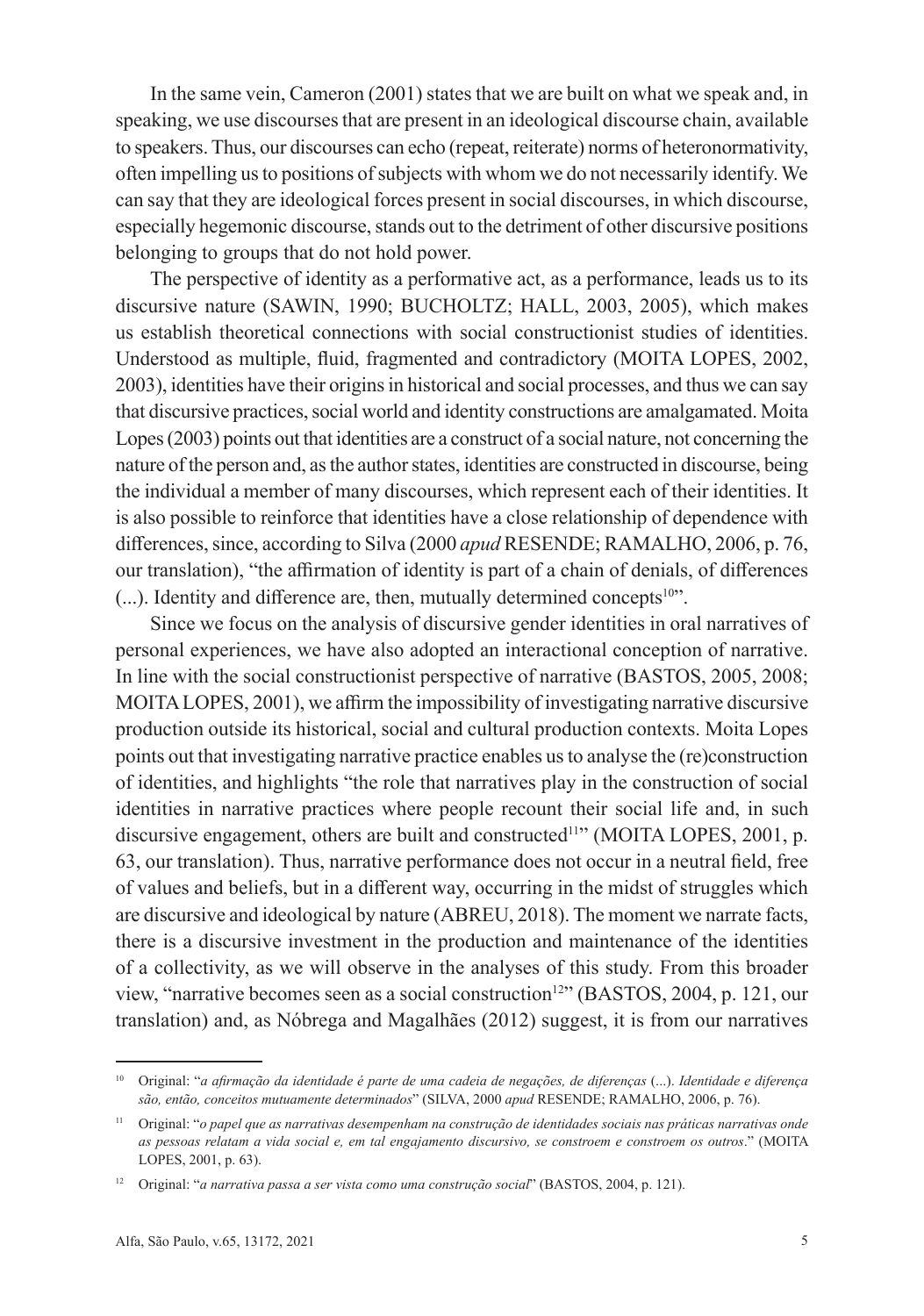In the same vein, Cameron (2001) states that we are built on what we speak and, in speaking, we use discourses that are present in an ideological discourse chain, available to speakers. Thus, our discourses can echo (repeat, reiterate) norms of heteronormativity, often impelling us to positions of subjects with whom we do not necessarily identify. We can say that they are ideological forces present in social discourses, in which discourse, especially hegemonic discourse, stands out to the detriment of other discursive positions belonging to groups that do not hold power.

The perspective of identity as a performative act, as a performance, leads us to its discursive nature (SAWIN, 1990; BUCHOLTZ; HALL, 2003, 2005), which makes us establish theoretical connections with social constructionist studies of identities. Understood as multiple, fluid, fragmented and contradictory (MOITA LOPES, 2002, 2003), identities have their origins in historical and social processes, and thus we can say that discursive practices, social world and identity constructions are amalgamated. Moita Lopes (2003) points out that identities are a construct of a social nature, not concerning the nature of the person and, as the author states, identities are constructed in discourse, being the individual a member of many discourses, which represent each of their identities. It is also possible to reinforce that identities have a close relationship of dependence with differences, since, according to Silva (2000 *apud* RESENDE; RAMALHO, 2006, p. 76, our translation), "the affirmation of identity is part of a chain of denials, of differences (...). Identity and difference are, then, mutually determined concepts[10]".

Since we focus on the analysis of discursive gender identities in oral narratives of personal experiences, we have also adopted an interactional conception of narrative. In line with the social constructionist perspective of narrative (BASTOS, 2005, 2008; MOITA LOPES, 2001), we affirm the impossibility of investigating narrative discursive production outside its historical, social and cultural production contexts. Moita Lopes points out that investigating narrative practice enables us to analyse the (re)construction of identities, and highlights "the role that narratives play in the construction of social identities in narrative practices where people recount their social life and, in such discursive engagement, others are built and constructed[11]" (MOITA LOPES, 2001, p. 63, our translation). Thus, narrative performance does not occur in a neutral field, free of values and beliefs, but in a different way, occurring in the midst of struggles which are discursive and ideological by nature (ABREU, 2018). The moment we narrate facts, there is a discursive investment in the production and maintenance of the identities of a collectivity, as we will observe in the analyses of this study. From this broader view, "narrative becomes seen as a social construction[12]" (BASTOS, 2004, p. 121, our translation) and, as Nóbrega and Magalhães (2012) suggest, it is from our narratives

---

[10] Original: "*a afirmação da identidade é parte de uma cadeia de negações, de diferenças* (...). *Identidade e diferença são, então, conceitos mutuamente determinados*" (SILVA, 2000 *apud* RESENDE; RAMALHO, 2006, p. 76).

[11] Original: "*o papel que as narrativas desempenham na construção de identidades sociais nas práticas narrativas onde as pessoas relatam a vida social e, em tal engajamento discursivo, se constroem e constroem os outros*." (MOITA LOPES, 2001, p. 63).

[12] Original: "*a narrativa passa a ser vista como uma construção social*" (BASTOS, 2004, p. 121).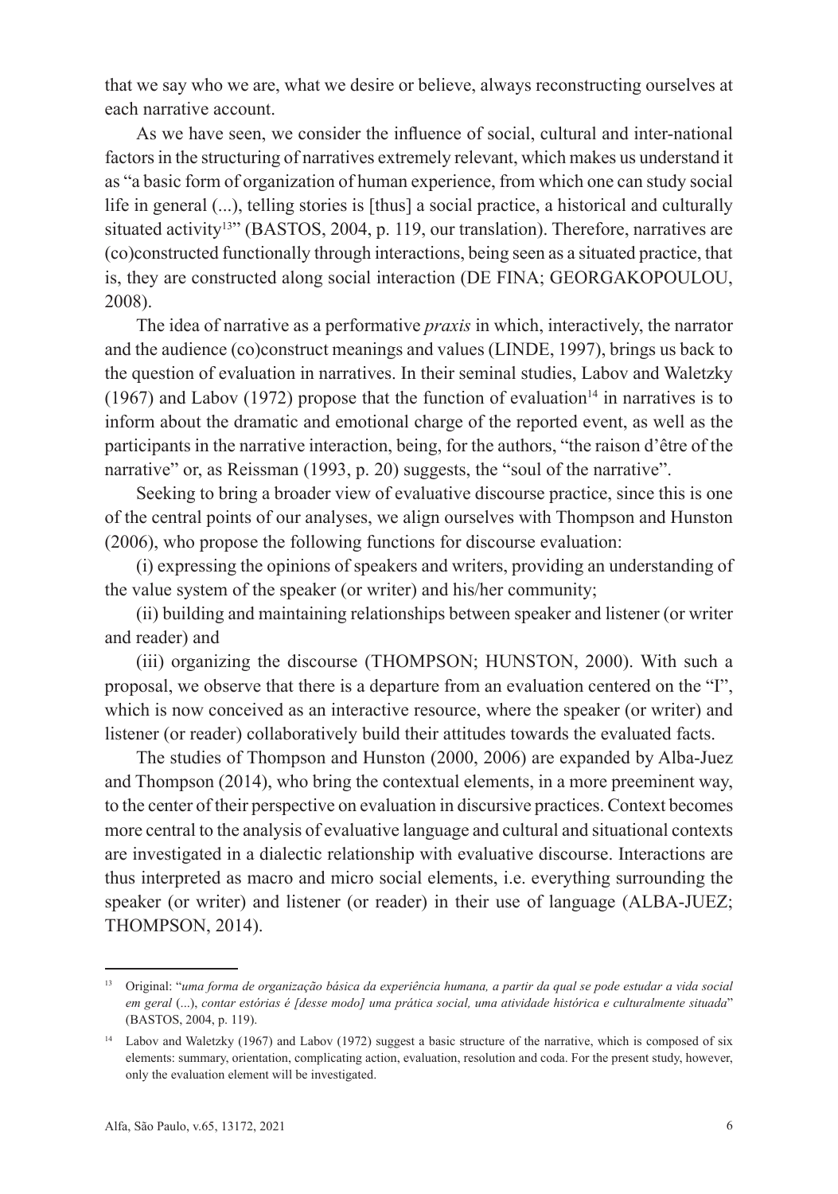that we say who we are, what we desire or believe, always reconstructing ourselves at each narrative account.

As we have seen, we consider the influence of social, cultural and inter-national factors in the structuring of narratives extremely relevant, which makes us understand it as "a basic form of organization of human experience, from which one can study social life in general (...), telling stories is [thus] a social practice, a historical and culturally situated activity[13]" (BASTOS, 2004, p. 119, our translation). Therefore, narratives are (co)constructed functionally through interactions, being seen as a situated practice, that is, they are constructed along social interaction (DE FINA; GEORGAKOPOULOU, 2008).

The idea of narrative as a performative *praxis* in which, interactively, the narrator and the audience (co)construct meanings and values (LINDE, 1997), brings us back to the question of evaluation in narratives. In their seminal studies, Labov and Waletzky (1967) and Labov (1972) propose that the function of evaluation[14] in narratives is to inform about the dramatic and emotional charge of the reported event, as well as the participants in the narrative interaction, being, for the authors, "the raison d'être of the narrative" or, as Reissman (1993, p. 20) suggests, the "soul of the narrative".

Seeking to bring a broader view of evaluative discourse practice, since this is one of the central points of our analyses, we align ourselves with Thompson and Hunston (2006), who propose the following functions for discourse evaluation:

(i) expressing the opinions of speakers and writers, providing an understanding of the value system of the speaker (or writer) and his/her community;

(ii) building and maintaining relationships between speaker and listener (or writer and reader) and

(iii) organizing the discourse (THOMPSON; HUNSTON, 2000). With such a proposal, we observe that there is a departure from an evaluation centered on the "I", which is now conceived as an interactive resource, where the speaker (or writer) and listener (or reader) collaboratively build their attitudes towards the evaluated facts.

The studies of Thompson and Hunston (2000, 2006) are expanded by Alba-Juez and Thompson (2014), who bring the contextual elements, in a more preeminent way, to the center of their perspective on evaluation in discursive practices. Context becomes more central to the analysis of evaluative language and cultural and situational contexts are investigated in a dialectic relationship with evaluative discourse. Interactions are thus interpreted as macro and micro social elements, i.e. everything surrounding the speaker (or writer) and listener (or reader) in their use of language (ALBA-JUEZ; THOMPSON, 2014).

---

[13] Original: "*uma forma de organização básica da experiência humana, a partir da qual se pode estudar a vida social em geral* (...), *contar estórias é [desse modo] uma prática social, uma atividade histórica e culturalmente situada*" (BASTOS, 2004, p. 119).

[14] Labov and Waletzky (1967) and Labov (1972) suggest a basic structure of the narrative, which is composed of six elements: summary, orientation, complicating action, evaluation, resolution and coda. For the present study, however, only the evaluation element will be investigated.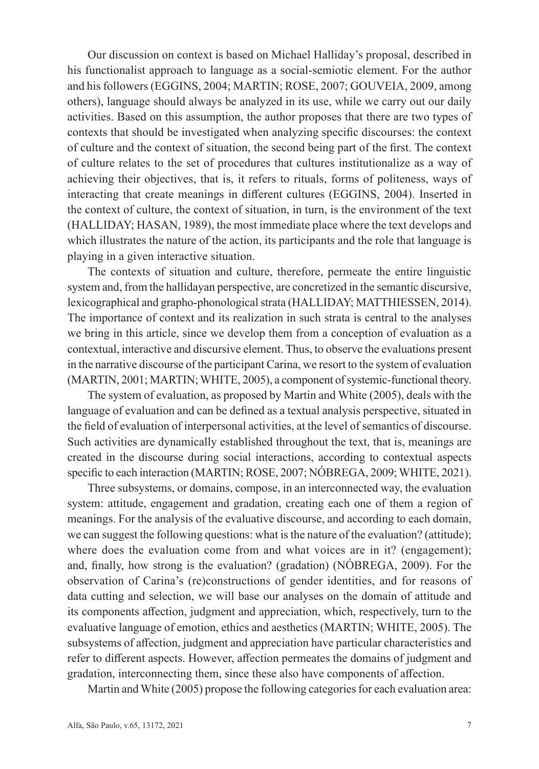Our discussion on context is based on Michael Halliday's proposal, described in his functionalist approach to language as a social-semiotic element. For the author and his followers (EGGINS, 2004; MARTIN; ROSE, 2007; GOUVEIA, 2009, among others), language should always be analyzed in its use, while we carry out our daily activities. Based on this assumption, the author proposes that there are two types of contexts that should be investigated when analyzing specific discourses: the context of culture and the context of situation, the second being part of the first. The context of culture relates to the set of procedures that cultures institutionalize as a way of achieving their objectives, that is, it refers to rituals, forms of politeness, ways of interacting that create meanings in different cultures (EGGINS, 2004). Inserted in the context of culture, the context of situation, in turn, is the environment of the text (HALLIDAY; HASAN, 1989), the most immediate place where the text develops and which illustrates the nature of the action, its participants and the role that language is playing in a given interactive situation.

The contexts of situation and culture, therefore, permeate the entire linguistic system and, from the hallidayan perspective, are concretized in the semantic discursive, lexicographical and grapho-phonological strata (HALLIDAY; MATTHIESSEN, 2014). The importance of context and its realization in such strata is central to the analyses we bring in this article, since we develop them from a conception of evaluation as a contextual, interactive and discursive element. Thus, to observe the evaluations present in the narrative discourse of the participant Carina, we resort to the system of evaluation (MARTIN, 2001; MARTIN; WHITE, 2005), a component of systemic-functional theory.

The system of evaluation, as proposed by Martin and White (2005), deals with the language of evaluation and can be defined as a textual analysis perspective, situated in the field of evaluation of interpersonal activities, at the level of semantics of discourse. Such activities are dynamically established throughout the text, that is, meanings are created in the discourse during social interactions, according to contextual aspects specific to each interaction (MARTIN; ROSE, 2007; NÓBREGA, 2009; WHITE, 2021).

Three subsystems, or domains, compose, in an interconnected way, the evaluation system: attitude, engagement and gradation, creating each one of them a region of meanings. For the analysis of the evaluative discourse, and according to each domain, we can suggest the following questions: what is the nature of the evaluation? (attitude); where does the evaluation come from and what voices are in it? (engagement); and, finally, how strong is the evaluation? (gradation) (NÓBREGA, 2009). For the observation of Carina's (re)constructions of gender identities, and for reasons of data cutting and selection, we will base our analyses on the domain of attitude and its components affection, judgment and appreciation, which, respectively, turn to the evaluative language of emotion, ethics and aesthetics (MARTIN; WHITE, 2005). The subsystems of affection, judgment and appreciation have particular characteristics and refer to different aspects. However, affection permeates the domains of judgment and gradation, interconnecting them, since these also have components of affection.

Martin and White (2005) propose the following categories for each evaluation area: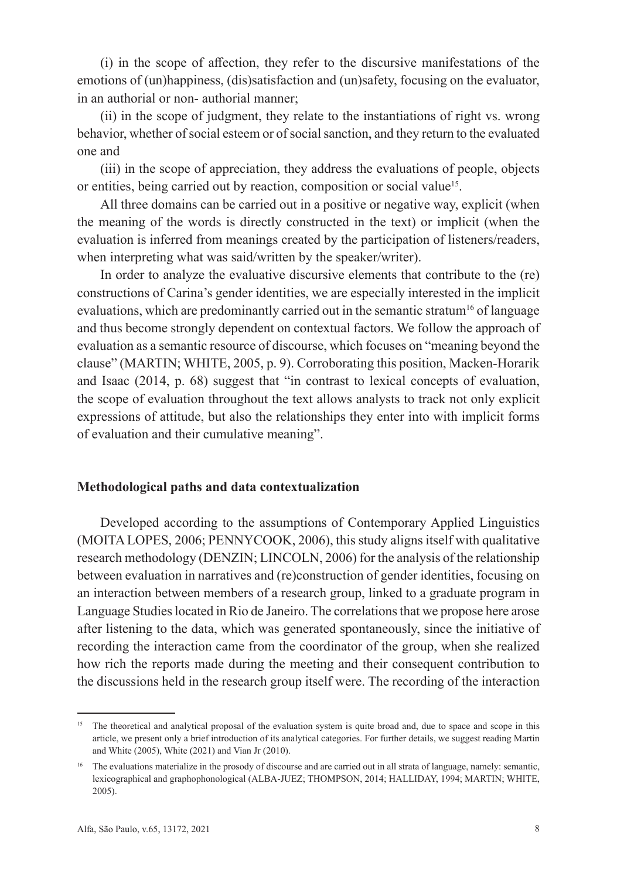(i) in the scope of affection, they refer to the discursive manifestations of the emotions of (un)happiness, (dis)satisfaction and (un)safety, focusing on the evaluator, in an authorial or non- authorial manner;

(ii) in the scope of judgment, they relate to the instantiations of right vs. wrong behavior, whether of social esteem or of social sanction, and they return to the evaluated one and

(iii) in the scope of appreciation, they address the evaluations of people, objects or entities, being carried out by reaction, composition or social value[15].

All three domains can be carried out in a positive or negative way, explicit (when the meaning of the words is directly constructed in the text) or implicit (when the evaluation is inferred from meanings created by the participation of listeners/readers, when interpreting what was said/written by the speaker/writer).

In order to analyze the evaluative discursive elements that contribute to the (re) constructions of Carina's gender identities, we are especially interested in the implicit evaluations, which are predominantly carried out in the semantic stratum[16] of language and thus become strongly dependent on contextual factors. We follow the approach of evaluation as a semantic resource of discourse, which focuses on "meaning beyond the clause" (MARTIN; WHITE, 2005, p. 9). Corroborating this position, Macken-Horarik and Isaac (2014, p. 68) suggest that "in contrast to lexical concepts of evaluation, the scope of evaluation throughout the text allows analysts to track not only explicit expressions of attitude, but also the relationships they enter into with implicit forms of evaluation and their cumulative meaning".

## Methodological paths and data contextualization

Developed according to the assumptions of Contemporary Applied Linguistics (MOITA LOPES, 2006; PENNYCOOK, 2006), this study aligns itself with qualitative research methodology (DENZIN; LINCOLN, 2006) for the analysis of the relationship between evaluation in narratives and (re)construction of gender identities, focusing on an interaction between members of a research group, linked to a graduate program in Language Studies located in Rio de Janeiro. The correlations that we propose here arose after listening to the data, which was generated spontaneously, since the initiative of recording the interaction came from the coordinator of the group, when she realized how rich the reports made during the meeting and their consequent contribution to the discussions held in the research group itself were. The recording of the interaction

---

[15] The theoretical and analytical proposal of the evaluation system is quite broad and, due to space and scope in this article, we present only a brief introduction of its analytical categories. For further details, we suggest reading Martin and White (2005), White (2021) and Vian Jr (2010).

[16] The evaluations materialize in the prosody of discourse and are carried out in all strata of language, namely: semantic, lexicographical and graphophonological (ALBA-JUEZ; THOMPSON, 2014; HALLIDAY, 1994; MARTIN; WHITE, 2005).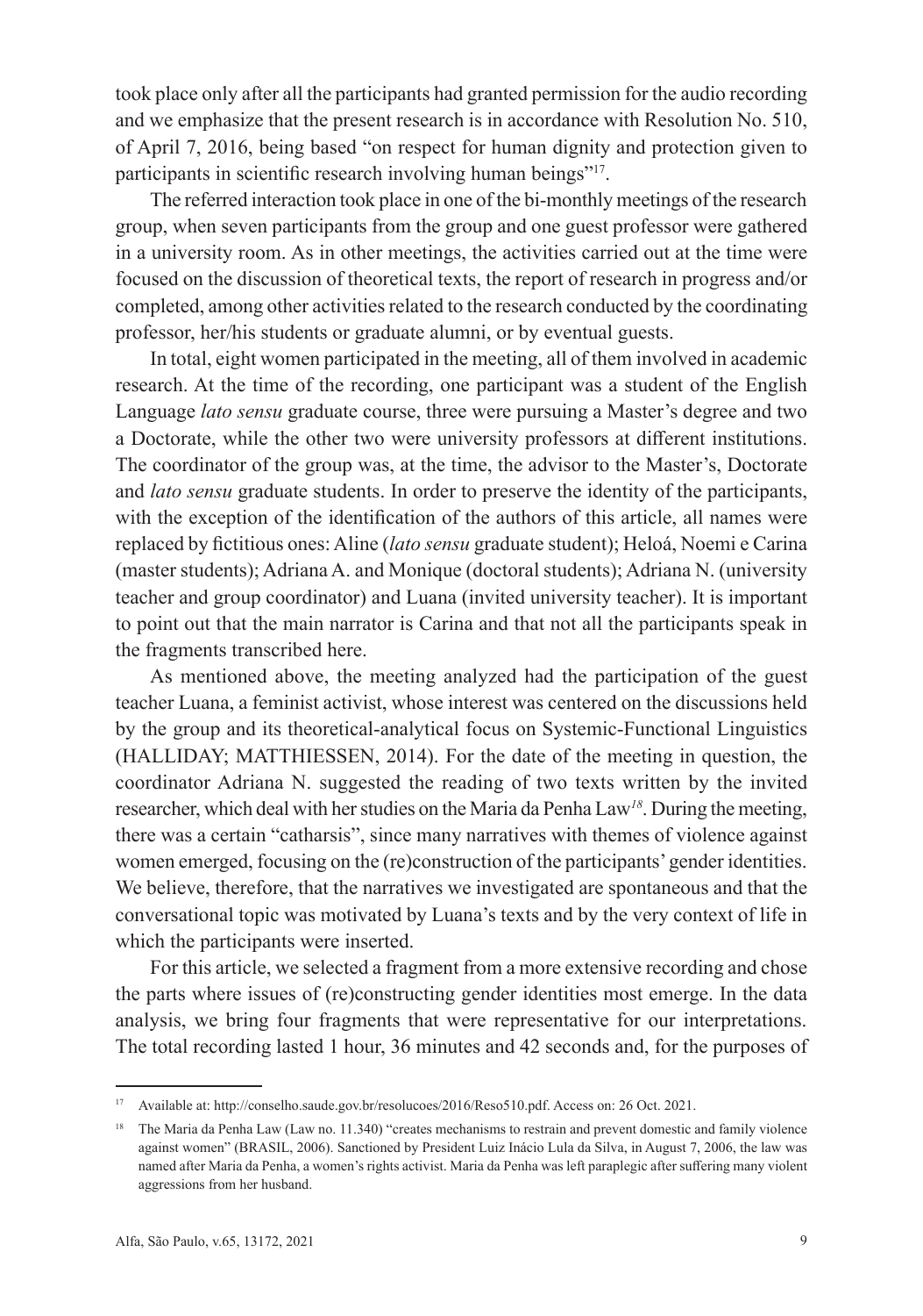took place only after all the participants had granted permission for the audio recording and we emphasize that the present research is in accordance with Resolution No. 510, of April 7, 2016, being based "on respect for human dignity and protection given to participants in scientific research involving human beings"[17].

The referred interaction took place in one of the bi-monthly meetings of the research group, when seven participants from the group and one guest professor were gathered in a university room. As in other meetings, the activities carried out at the time were focused on the discussion of theoretical texts, the report of research in progress and/or completed, among other activities related to the research conducted by the coordinating professor, her/his students or graduate alumni, or by eventual guests.

In total, eight women participated in the meeting, all of them involved in academic research. At the time of the recording, one participant was a student of the English Language *lato sensu* graduate course, three were pursuing a Master's degree and two a Doctorate, while the other two were university professors at different institutions. The coordinator of the group was, at the time, the advisor to the Master's, Doctorate and *lato sensu* graduate students. In order to preserve the identity of the participants, with the exception of the identification of the authors of this article, all names were replaced by fictitious ones: Aline (*lato sensu* graduate student); Heloá, Noemi e Carina (master students); Adriana A. and Monique (doctoral students); Adriana N. (university teacher and group coordinator) and Luana (invited university teacher). It is important to point out that the main narrator is Carina and that not all the participants speak in the fragments transcribed here.

As mentioned above, the meeting analyzed had the participation of the guest teacher Luana, a feminist activist, whose interest was centered on the discussions held by the group and its theoretical-analytical focus on Systemic-Functional Linguistics (HALLIDAY; MATTHIESSEN, 2014). For the date of the meeting in question, the coordinator Adriana N. suggested the reading of two texts written by the invited researcher, which deal with her studies on the Maria da Penha Law[18]. During the meeting, there was a certain "catharsis", since many narratives with themes of violence against women emerged, focusing on the (re)construction of the participants' gender identities. We believe, therefore, that the narratives we investigated are spontaneous and that the conversational topic was motivated by Luana's texts and by the very context of life in which the participants were inserted.

For this article, we selected a fragment from a more extensive recording and chose the parts where issues of (re)constructing gender identities most emerge. In the data analysis, we bring four fragments that were representative for our interpretations. The total recording lasted 1 hour, 36 minutes and 42 seconds and, for the purposes of

---

[17] Available at: http://conselho.saude.gov.br/resolucoes/2016/Reso510.pdf. Access on: 26 Oct. 2021.

[18] The Maria da Penha Law (Law no. 11.340) "creates mechanisms to restrain and prevent domestic and family violence against women" (BRASIL, 2006). Sanctioned by President Luiz Inácio Lula da Silva, in August 7, 2006, the law was named after Maria da Penha, a women's rights activist. Maria da Penha was left paraplegic after suffering many violent aggressions from her husband.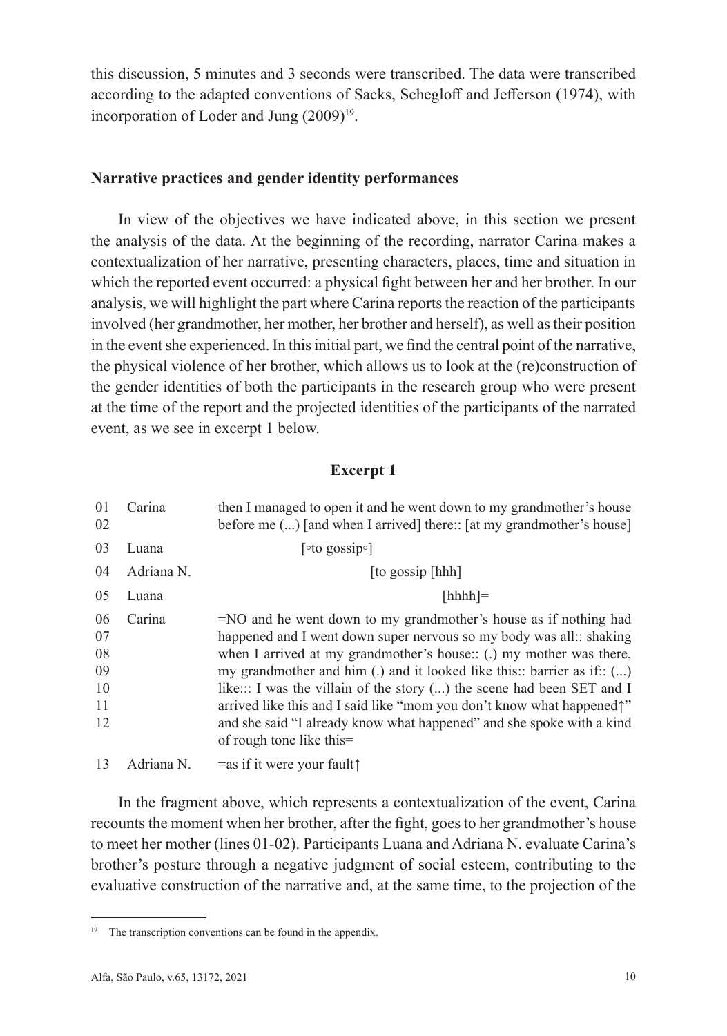this discussion, 5 minutes and 3 seconds were transcribed. The data were transcribed according to the adapted conventions of Sacks, Schegloff and Jefferson (1974), with incorporation of Loder and Jung (2009)[19].

## Narrative practices and gender identity performances

In view of the objectives we have indicated above, in this section we present the analysis of the data. At the beginning of the recording, narrator Carina makes a contextualization of her narrative, presenting characters, places, time and situation in which the reported event occurred: a physical fight between her and her brother. In our analysis, we will highlight the part where Carina reports the reaction of the participants involved (her grandmother, her mother, her brother and herself), as well as their position in the event she experienced. In this initial part, we find the central point of the narrative, the physical violence of her brother, which allows us to look at the (re)construction of the gender identities of both the participants in the research group who were present at the time of the report and the projected identities of the participants of the narrated event, as we see in excerpt 1 below.

### Excerpt 1

| | | |
|---|---|---|
| 01<br>02 | Carina | then I managed to open it and he went down to my grandmother's house before me (...) [and when I arrived] there:: [at my grandmother's house] |
| 03 | Luana | [°to gossip°] |
| 04 | Adriana N. | [to gossip [hhh] |
| 05 | Luana | [hhhh]= |
| 06<br>07<br>08<br>09<br>10<br>11<br>12 | Carina | =NO and he went down to my grandmother's house as if nothing had happened and I went down super nervous so my body was all:: shaking when I arrived at my grandmother's house:: (.) my mother was there, my grandmother and him (.) and it looked like this:: barrier as if:: (...) like::: I was the villain of the story (...) the scene had been SET and I arrived like this and I said like "mom you don't know what happened↑" and she said "I already know what happened" and she spoke with a kind of rough tone like this= |
| 13 | Adriana N. | =as if it were your fault↑ |

In the fragment above, which represents a contextualization of the event, Carina recounts the moment when her brother, after the fight, goes to her grandmother's house to meet her mother (lines 01-02). Participants Luana and Adriana N. evaluate Carina's brother's posture through a negative judgment of social esteem, contributing to the evaluative construction of the narrative and, at the same time, to the projection of the

[19] The transcription conventions can be found in the appendix.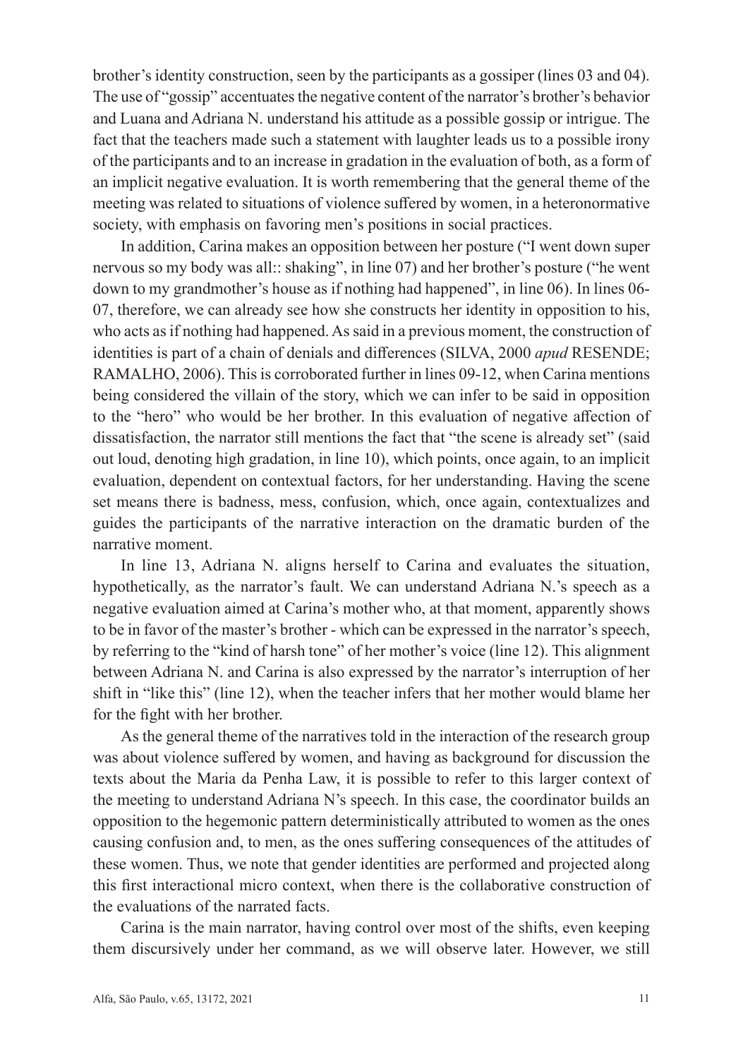brother's identity construction, seen by the participants as a gossiper (lines 03 and 04). The use of "gossip" accentuates the negative content of the narrator's brother's behavior and Luana and Adriana N. understand his attitude as a possible gossip or intrigue. The fact that the teachers made such a statement with laughter leads us to a possible irony of the participants and to an increase in gradation in the evaluation of both, as a form of an implicit negative evaluation. It is worth remembering that the general theme of the meeting was related to situations of violence suffered by women, in a heteronormative society, with emphasis on favoring men's positions in social practices.

In addition, Carina makes an opposition between her posture ("I went down super nervous so my body was all:: shaking", in line 07) and her brother's posture ("he went down to my grandmother's house as if nothing had happened", in line 06). In lines 06-07, therefore, we can already see how she constructs her identity in opposition to his, who acts as if nothing had happened. As said in a previous moment, the construction of identities is part of a chain of denials and differences (SILVA, 2000 *apud* RESENDE; RAMALHO, 2006). This is corroborated further in lines 09-12, when Carina mentions being considered the villain of the story, which we can infer to be said in opposition to the "hero" who would be her brother. In this evaluation of negative affection of dissatisfaction, the narrator still mentions the fact that "the scene is already set" (said out loud, denoting high gradation, in line 10), which points, once again, to an implicit evaluation, dependent on contextual factors, for her understanding. Having the scene set means there is badness, mess, confusion, which, once again, contextualizes and guides the participants of the narrative interaction on the dramatic burden of the narrative moment.

In line 13, Adriana N. aligns herself to Carina and evaluates the situation, hypothetically, as the narrator's fault. We can understand Adriana N.'s speech as a negative evaluation aimed at Carina's mother who, at that moment, apparently shows to be in favor of the master's brother - which can be expressed in the narrator's speech, by referring to the "kind of harsh tone" of her mother's voice (line 12). This alignment between Adriana N. and Carina is also expressed by the narrator's interruption of her shift in "like this" (line 12), when the teacher infers that her mother would blame her for the fight with her brother.

As the general theme of the narratives told in the interaction of the research group was about violence suffered by women, and having as background for discussion the texts about the Maria da Penha Law, it is possible to refer to this larger context of the meeting to understand Adriana N's speech. In this case, the coordinator builds an opposition to the hegemonic pattern deterministically attributed to women as the ones causing confusion and, to men, as the ones suffering consequences of the attitudes of these women. Thus, we note that gender identities are performed and projected along this first interactional micro context, when there is the collaborative construction of the evaluations of the narrated facts.

Carina is the main narrator, having control over most of the shifts, even keeping them discursively under her command, as we will observe later. However, we still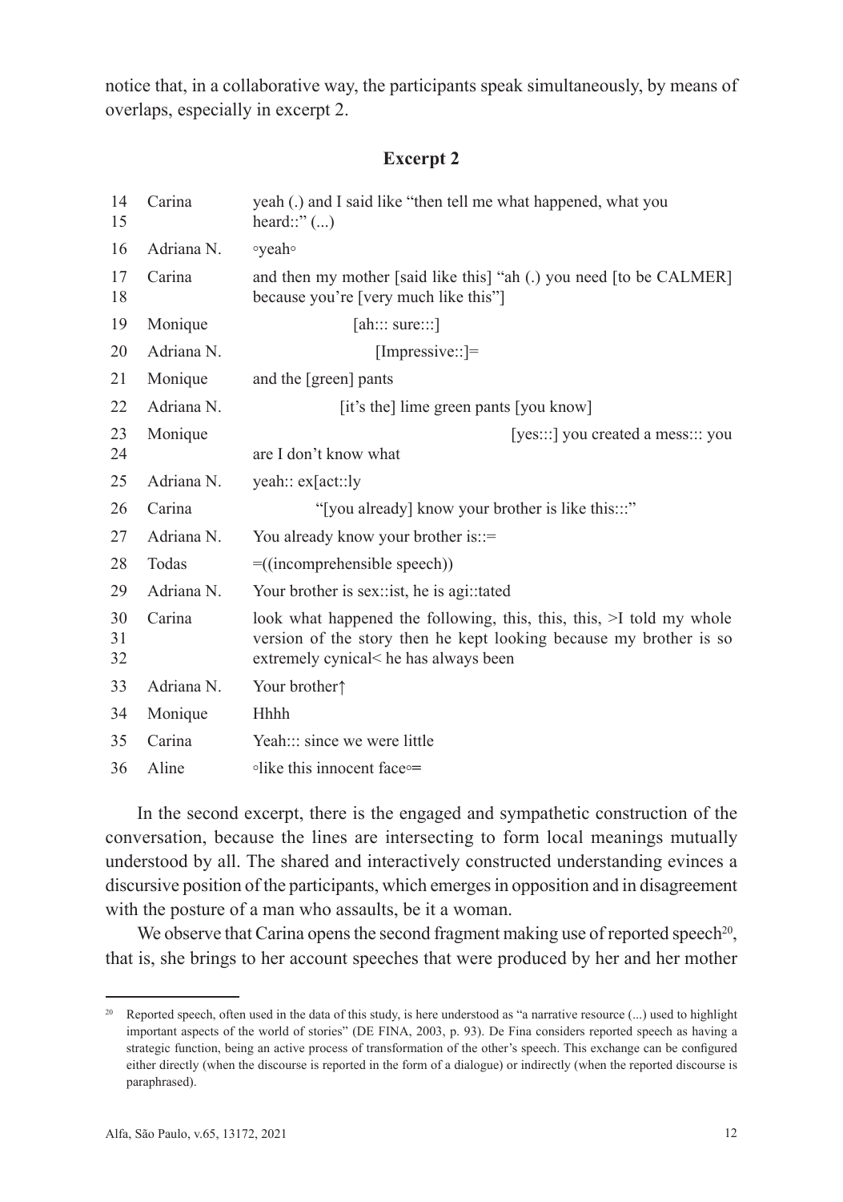notice that, in a collaborative way, the participants speak simultaneously, by means of overlaps, especially in excerpt 2.

**Excerpt 2**

| | | |
|---|---|---|
| 14<br>15 | Carina | yeah (.) and I said like "then tell me what happened, what you heard::" (...) |
| 16 | Adriana N. | ◦yeah◦ |
| 17<br>18 | Carina | and then my mother [said like this] "ah (.) you need [to be CALMER] because you're [very much like this"] |
| 19 | Monique | [ah::: sure:::] |
| 20 | Adriana N. | [Impressive::]= |
| 21 | Monique | and the [green] pants |
| 22 | Adriana N. | [it's the] lime green pants [you know] |
| 23<br>24 | Monique | [yes:::] you created a mess::: you are I don't know what |
| 25 | Adriana N. | yeah:: ex[act::ly |
| 26 | Carina | "[you already] know your brother is like this:::" |
| 27 | Adriana N. | You already know your brother is::= |
| 28 | Todas | =((incomprehensible speech)) |
| 29 | Adriana N. | Your brother is sex::ist, he is agi::tated |
| 30<br>31<br>32 | Carina | look what happened the following, this, this, this, >I told my whole version of the story then he kept looking because my brother is so extremely cynical< he has always been |
| 33 | Adriana N. | Your brother↑ |
| 34 | Monique | Hhhh |
| 35 | Carina | Yeah::: since we were little |
| 36 | Aline | ◦like this innocent face◦= |

In the second excerpt, there is the engaged and sympathetic construction of the conversation, because the lines are intersecting to form local meanings mutually understood by all. The shared and interactively constructed understanding evinces a discursive position of the participants, which emerges in opposition and in disagreement with the posture of a man who assaults, be it a woman.

We observe that Carina opens the second fragment making use of reported speech[20], that is, she brings to her account speeches that were produced by her and her mother

[20] Reported speech, often used in the data of this study, is here understood as "a narrative resource (...) used to highlight important aspects of the world of stories" (DE FINA, 2003, p. 93). De Fina considers reported speech as having a strategic function, being an active process of transformation of the other's speech. This exchange can be configured either directly (when the discourse is reported in the form of a dialogue) or indirectly (when the reported discourse is paraphrased).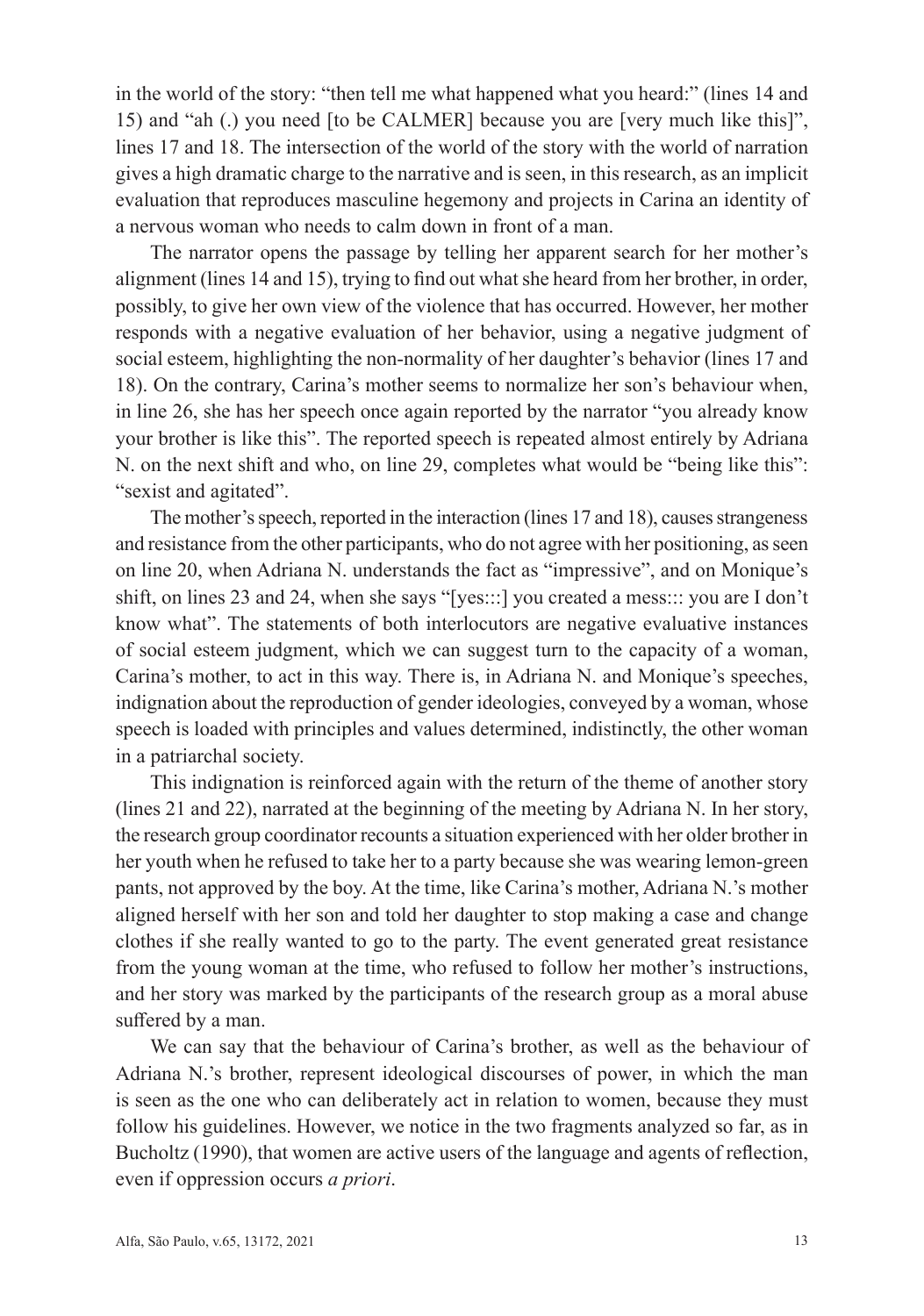in the world of the story: "then tell me what happened what you heard:" (lines 14 and 15) and "ah (.) you need [to be CALMER] because you are [very much like this]", lines 17 and 18. The intersection of the world of the story with the world of narration gives a high dramatic charge to the narrative and is seen, in this research, as an implicit evaluation that reproduces masculine hegemony and projects in Carina an identity of a nervous woman who needs to calm down in front of a man.

The narrator opens the passage by telling her apparent search for her mother's alignment (lines 14 and 15), trying to find out what she heard from her brother, in order, possibly, to give her own view of the violence that has occurred. However, her mother responds with a negative evaluation of her behavior, using a negative judgment of social esteem, highlighting the non-normality of her daughter's behavior (lines 17 and 18). On the contrary, Carina's mother seems to normalize her son's behaviour when, in line 26, she has her speech once again reported by the narrator "you already know your brother is like this". The reported speech is repeated almost entirely by Adriana N. on the next shift and who, on line 29, completes what would be "being like this": "sexist and agitated".

The mother's speech, reported in the interaction (lines 17 and 18), causes strangeness and resistance from the other participants, who do not agree with her positioning, as seen on line 20, when Adriana N. understands the fact as "impressive", and on Monique's shift, on lines 23 and 24, when she says "[yes:::] you created a mess::: you are I don't know what". The statements of both interlocutors are negative evaluative instances of social esteem judgment, which we can suggest turn to the capacity of a woman, Carina's mother, to act in this way. There is, in Adriana N. and Monique's speeches, indignation about the reproduction of gender ideologies, conveyed by a woman, whose speech is loaded with principles and values determined, indistinctly, the other woman in a patriarchal society.

This indignation is reinforced again with the return of the theme of another story (lines 21 and 22), narrated at the beginning of the meeting by Adriana N. In her story, the research group coordinator recounts a situation experienced with her older brother in her youth when he refused to take her to a party because she was wearing lemon-green pants, not approved by the boy. At the time, like Carina's mother, Adriana N.'s mother aligned herself with her son and told her daughter to stop making a case and change clothes if she really wanted to go to the party. The event generated great resistance from the young woman at the time, who refused to follow her mother's instructions, and her story was marked by the participants of the research group as a moral abuse suffered by a man.

We can say that the behaviour of Carina's brother, as well as the behaviour of Adriana N.'s brother, represent ideological discourses of power, in which the man is seen as the one who can deliberately act in relation to women, because they must follow his guidelines. However, we notice in the two fragments analyzed so far, as in Bucholtz (1990), that women are active users of the language and agents of reflection, even if oppression occurs *a priori*.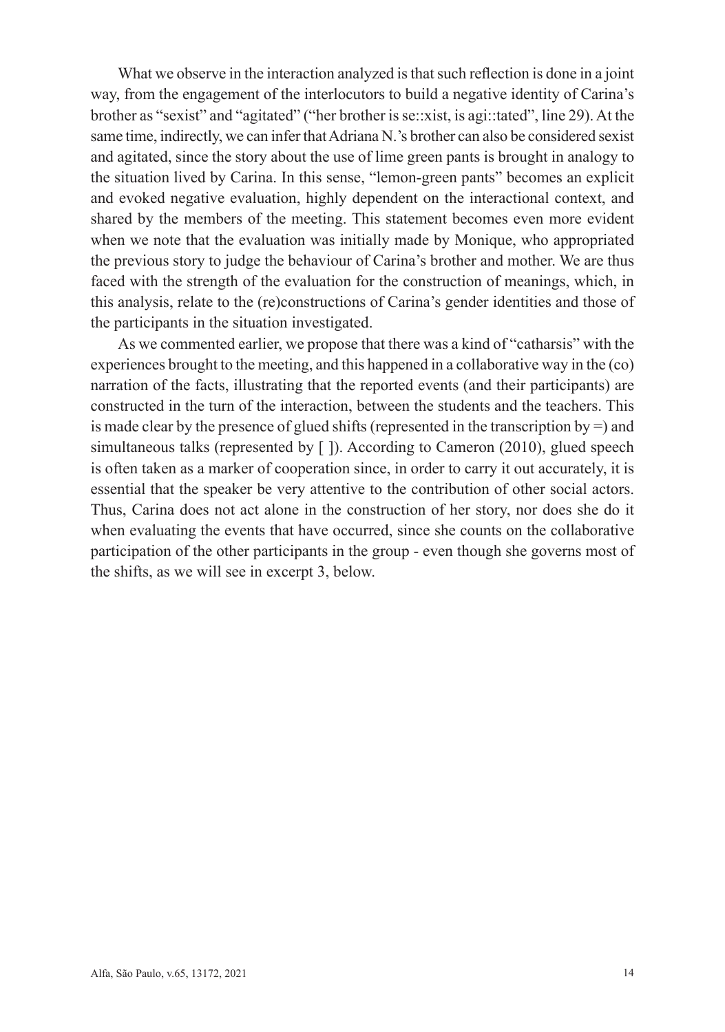What we observe in the interaction analyzed is that such reflection is done in a joint way, from the engagement of the interlocutors to build a negative identity of Carina's brother as "sexist" and "agitated" ("her brother is se::xist, is agi::tated", line 29). At the same time, indirectly, we can infer that Adriana N.'s brother can also be considered sexist and agitated, since the story about the use of lime green pants is brought in analogy to the situation lived by Carina. In this sense, "lemon-green pants" becomes an explicit and evoked negative evaluation, highly dependent on the interactional context, and shared by the members of the meeting. This statement becomes even more evident when we note that the evaluation was initially made by Monique, who appropriated the previous story to judge the behaviour of Carina's brother and mother. We are thus faced with the strength of the evaluation for the construction of meanings, which, in this analysis, relate to the (re)constructions of Carina's gender identities and those of the participants in the situation investigated.

As we commented earlier, we propose that there was a kind of "catharsis" with the experiences brought to the meeting, and this happened in a collaborative way in the (co) narration of the facts, illustrating that the reported events (and their participants) are constructed in the turn of the interaction, between the students and the teachers. This is made clear by the presence of glued shifts (represented in the transcription by =) and simultaneous talks (represented by [ ]). According to Cameron (2010), glued speech is often taken as a marker of cooperation since, in order to carry it out accurately, it is essential that the speaker be very attentive to the contribution of other social actors. Thus, Carina does not act alone in the construction of her story, nor does she do it when evaluating the events that have occurred, since she counts on the collaborative participation of the other participants in the group - even though she governs most of the shifts, as we will see in excerpt 3, below.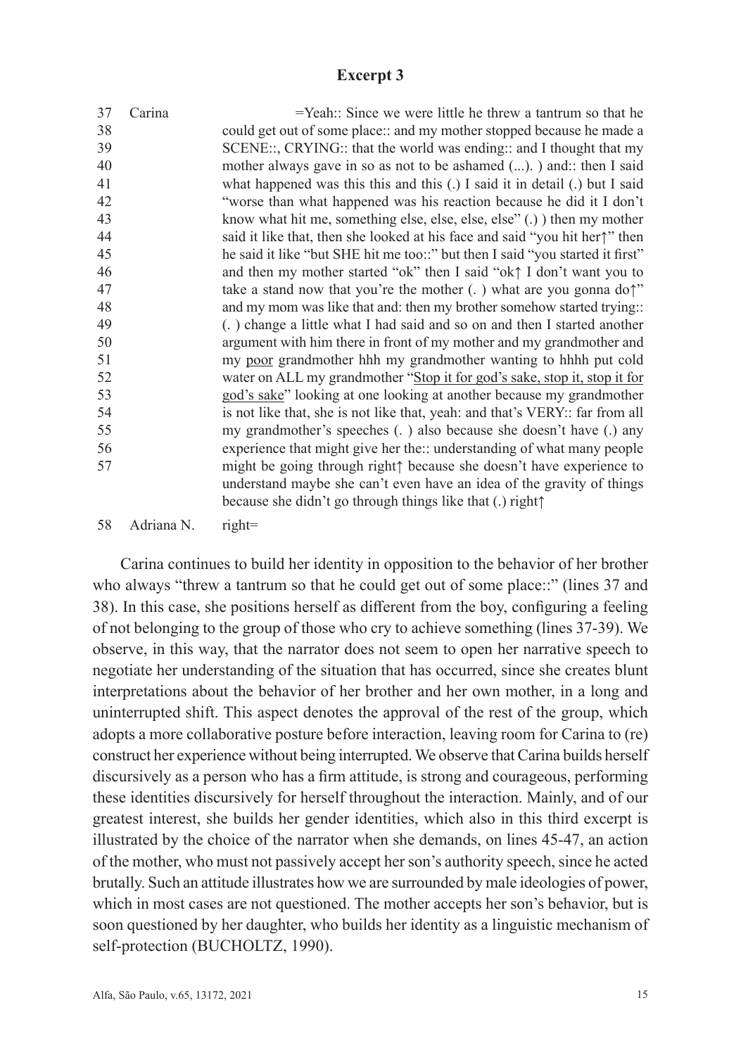**Excerpt 3**

| | | |
|---|---|---|
| 37 | Carina | =Yeah:: Since we were little he threw a tantrum so that he |
| 38 | | could get out of some place:: and my mother stopped because he made a |
| 39 | | SCENE::, CRYING:: that the world was ending:: and I thought that my |
| 40 | | mother always gave in so as not to be ashamed (...). ) and:: then I said |
| 41 | | what happened was this this and this (.) I said it in detail (.) but I said |
| 42 | | "worse than what happened was his reaction because he did it I don't |
| 43 | | know what hit me, something else, else, else, else" (.) ) then my mother |
| 44 | | said it like that, then she looked at his face and said "you hit her↑" then |
| 45 | | he said it like "but SHE hit me too::" but then I said "you started it first" |
| 46 | | and then my mother started "ok" then I said "ok↑ I don't want you to |
| 47 | | take a stand now that you're the mother (. ) what are you gonna do↑" |
| 48 | | and my mom was like that and: then my brother somehow started trying:: |
| 49 | | (. ) change a little what I had said and so on and then I started another |
| 50 | | argument with him there in front of my mother and my grandmother and |
| 51 | | my <u>poor</u> grandmother hhh my grandmother wanting to hhhh put cold |
| 52 | | water on ALL my grandmother "<u>Stop it for god's sake, stop it, stop it for</u> |
| 53 | | <u>god's sake</u>" looking at one looking at another because my grandmother |
| 54 | | is not like that, she is not like that, yeah: and that's VERY:: far from all |
| 55 | | my grandmother's speeches (. ) also because she doesn't have (.) any |
| 56 | | experience that might give her the:: understanding of what many people |
| 57 | | might be going through right↑ because she doesn't have experience to understand maybe she can't even have an idea of the gravity of things because she didn't go through things like that (.) right↑ |
| 58 | Adriana N. | right= |

Carina continues to build her identity in opposition to the behavior of her brother who always "threw a tantrum so that he could get out of some place::" (lines 37 and 38). In this case, she positions herself as different from the boy, configuring a feeling of not belonging to the group of those who cry to achieve something (lines 37-39). We observe, in this way, that the narrator does not seem to open her narrative speech to negotiate her understanding of the situation that has occurred, since she creates blunt interpretations about the behavior of her brother and her own mother, in a long and uninterrupted shift. This aspect denotes the approval of the rest of the group, which adopts a more collaborative posture before interaction, leaving room for Carina to (re) construct her experience without being interrupted. We observe that Carina builds herself discursively as a person who has a firm attitude, is strong and courageous, performing these identities discursively for herself throughout the interaction. Mainly, and of our greatest interest, she builds her gender identities, which also in this third excerpt is illustrated by the choice of the narrator when she demands, on lines 45-47, an action of the mother, who must not passively accept her son's authority speech, since he acted brutally. Such an attitude illustrates how we are surrounded by male ideologies of power, which in most cases are not questioned. The mother accepts her son's behavior, but is soon questioned by her daughter, who builds her identity as a linguistic mechanism of self-protection (BUCHOLTZ, 1990).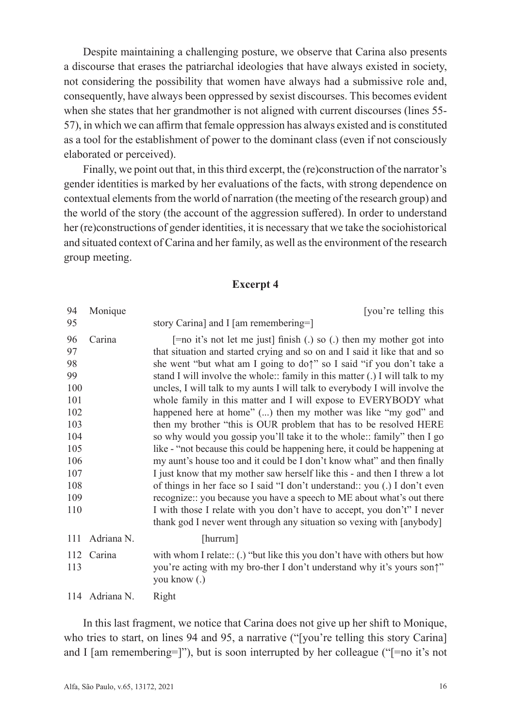Despite maintaining a challenging posture, we observe that Carina also presents a discourse that erases the patriarchal ideologies that have always existed in society, not considering the possibility that women have always had a submissive role and, consequently, have always been oppressed by sexist discourses. This becomes evident when she states that her grandmother is not aligned with current discourses (lines 55-57), in which we can affirm that female oppression has always existed and is constituted as a tool for the establishment of power to the dominant class (even if not consciously elaborated or perceived).

Finally, we point out that, in this third excerpt, the (re)construction of the narrator's gender identities is marked by her evaluations of the facts, with strong dependence on contextual elements from the world of narration (the meeting of the research group) and the world of the story (the account of the aggression suffered). In order to understand her (re)constructions of gender identities, it is necessary that we take the sociohistorical and situated context of Carina and her family, as well as the environment of the research group meeting.

## Excerpt 4

| Line | Speaker | Utterance |
|---|---|---|
| 94<br>95 | Monique | [you're telling this story Carina] and I [am remembering=] |
| 96<br>97<br>98<br>99<br>100<br>101<br>102<br>103<br>104<br>105<br>106<br>107<br>108<br>109<br>110 | Carina | [=no it's not let me just] finish (.) so (.) then my mother got into that situation and started crying and so on and I said it like that and so she went "but what am I going to do↑" so I said "if you don't take a stand I will involve the whole:: family in this matter (.) I will talk to my uncles, I will talk to my aunts I will talk to everybody I will involve the whole family in this matter and I will expose to EVERYBODY what happened here at home" (...) then my mother was like "my god" and then my brother "this is OUR problem that has to be resolved HERE so why would you gossip you'll take it to the whole:: family" then I go like - "not because this could be happening here, it could be happening at my aunt's house too and it could be I don't know what" and then finally I just know that my mother saw herself like this - and then I threw a lot of things in her face so I said "I don't understand:: you (.) I don't even recognize:: you because you have a speech to ME about what's out there I with those I relate with you don't have to accept, you don't" I never thank god I never went through any situation so vexing with [anybody] |
| 111 | Adriana N. | [hurrum] |
| 112<br>113 | Carina | with whom I relate:: (.) "but like this you don't have with others but how you're acting with my bro-ther I don't understand why it's yours son↑" you know (.) |
| 114 | Adriana N. | Right |

In this last fragment, we notice that Carina does not give up her shift to Monique, who tries to start, on lines 94 and 95, a narrative ("[you're telling this story Carina] and I [am remembering=]"), but is soon interrupted by her colleague ("[=no it's not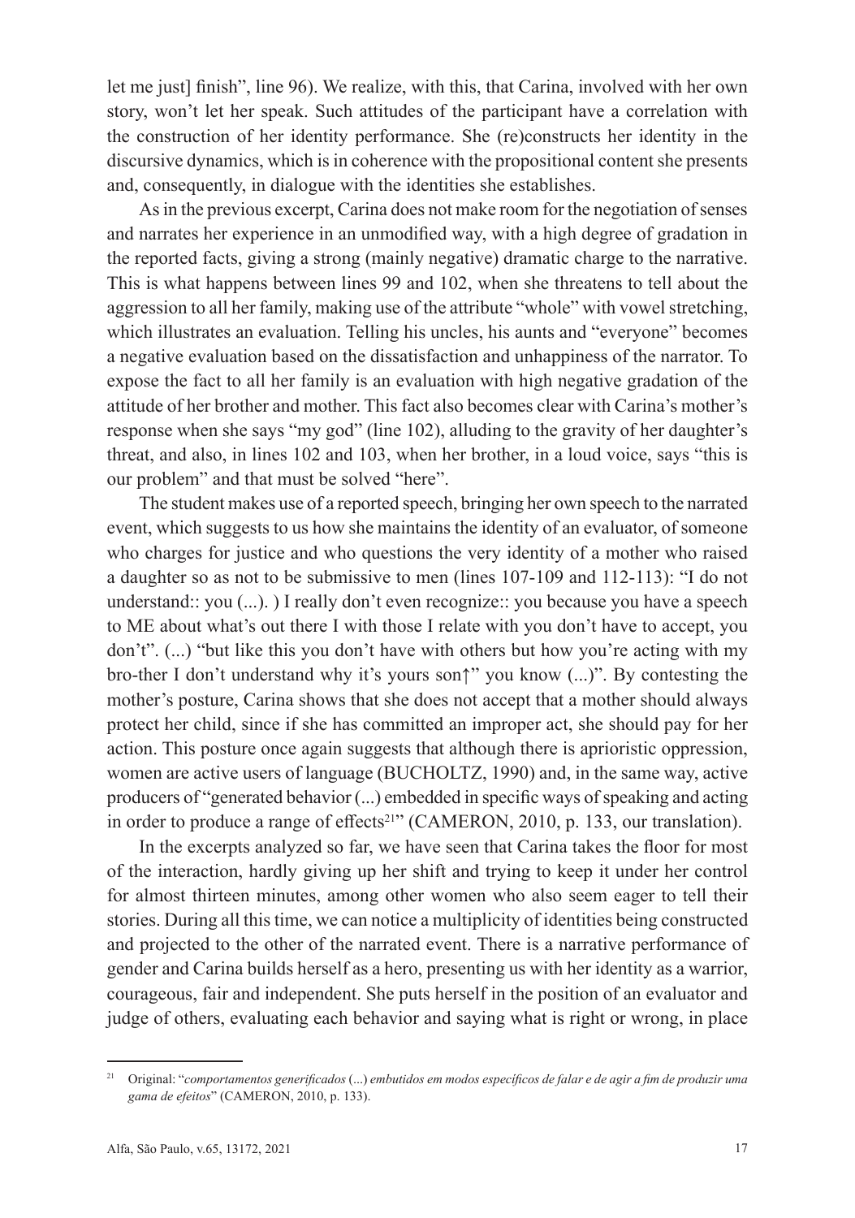let me just] finish", line 96). We realize, with this, that Carina, involved with her own story, won't let her speak. Such attitudes of the participant have a correlation with the construction of her identity performance. She (re)constructs her identity in the discursive dynamics, which is in coherence with the propositional content she presents and, consequently, in dialogue with the identities she establishes.

As in the previous excerpt, Carina does not make room for the negotiation of senses and narrates her experience in an unmodified way, with a high degree of gradation in the reported facts, giving a strong (mainly negative) dramatic charge to the narrative. This is what happens between lines 99 and 102, when she threatens to tell about the aggression to all her family, making use of the attribute "whole" with vowel stretching, which illustrates an evaluation. Telling his uncles, his aunts and "everyone" becomes a negative evaluation based on the dissatisfaction and unhappiness of the narrator. To expose the fact to all her family is an evaluation with high negative gradation of the attitude of her brother and mother. This fact also becomes clear with Carina's mother's response when she says "my god" (line 102), alluding to the gravity of her daughter's threat, and also, in lines 102 and 103, when her brother, in a loud voice, says "this is our problem" and that must be solved "here".

The student makes use of a reported speech, bringing her own speech to the narrated event, which suggests to us how she maintains the identity of an evaluator, of someone who charges for justice and who questions the very identity of a mother who raised a daughter so as not to be submissive to men (lines 107-109 and 112-113): "I do not understand:: you (...). ) I really don't even recognize:: you because you have a speech to ME about what's out there I with those I relate with you don't have to accept, you don't". (...) "but like this you don't have with others but how you're acting with my bro-ther I don't understand why it's yours son↑" you know (...)". By contesting the mother's posture, Carina shows that she does not accept that a mother should always protect her child, since if she has committed an improper act, she should pay for her action. This posture once again suggests that although there is aprioristic oppression, women are active users of language (BUCHOLTZ, 1990) and, in the same way, active producers of "generated behavior (...) embedded in specific ways of speaking and acting in order to produce a range of effects[21]" (CAMERON, 2010, p. 133, our translation).

In the excerpts analyzed so far, we have seen that Carina takes the floor for most of the interaction, hardly giving up her shift and trying to keep it under her control for almost thirteen minutes, among other women who also seem eager to tell their stories. During all this time, we can notice a multiplicity of identities being constructed and projected to the other of the narrated event. There is a narrative performance of gender and Carina builds herself as a hero, presenting us with her identity as a warrior, courageous, fair and independent. She puts herself in the position of an evaluator and judge of others, evaluating each behavior and saying what is right or wrong, in place

[21] Original: "*comportamentos generificados* (...) *embutidos em modos específicos de falar e de agir a fim de produzir uma gama de efeitos*" (CAMERON, 2010, p. 133).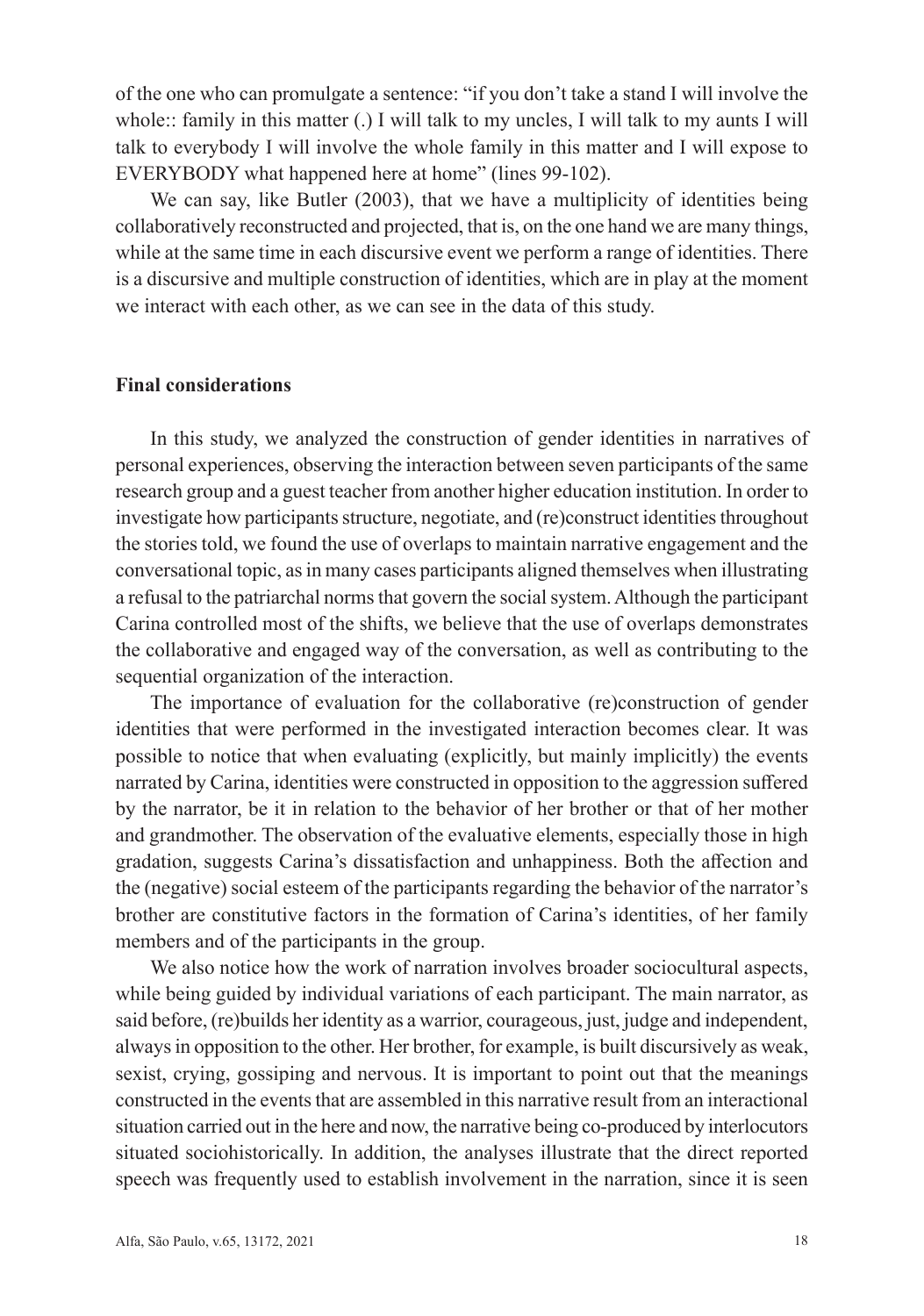of the one who can promulgate a sentence: "if you don't take a stand I will involve the whole:: family in this matter (.) I will talk to my uncles, I will talk to my aunts I will talk to everybody I will involve the whole family in this matter and I will expose to EVERYBODY what happened here at home" (lines 99-102).

We can say, like Butler (2003), that we have a multiplicity of identities being collaboratively reconstructed and projected, that is, on the one hand we are many things, while at the same time in each discursive event we perform a range of identities. There is a discursive and multiple construction of identities, which are in play at the moment we interact with each other, as we can see in the data of this study.

## Final considerations

In this study, we analyzed the construction of gender identities in narratives of personal experiences, observing the interaction between seven participants of the same research group and a guest teacher from another higher education institution. In order to investigate how participants structure, negotiate, and (re)construct identities throughout the stories told, we found the use of overlaps to maintain narrative engagement and the conversational topic, as in many cases participants aligned themselves when illustrating a refusal to the patriarchal norms that govern the social system. Although the participant Carina controlled most of the shifts, we believe that the use of overlaps demonstrates the collaborative and engaged way of the conversation, as well as contributing to the sequential organization of the interaction.

The importance of evaluation for the collaborative (re)construction of gender identities that were performed in the investigated interaction becomes clear. It was possible to notice that when evaluating (explicitly, but mainly implicitly) the events narrated by Carina, identities were constructed in opposition to the aggression suffered by the narrator, be it in relation to the behavior of her brother or that of her mother and grandmother. The observation of the evaluative elements, especially those in high gradation, suggests Carina's dissatisfaction and unhappiness. Both the affection and the (negative) social esteem of the participants regarding the behavior of the narrator's brother are constitutive factors in the formation of Carina's identities, of her family members and of the participants in the group.

We also notice how the work of narration involves broader sociocultural aspects, while being guided by individual variations of each participant. The main narrator, as said before, (re)builds her identity as a warrior, courageous, just, judge and independent, always in opposition to the other. Her brother, for example, is built discursively as weak, sexist, crying, gossiping and nervous. It is important to point out that the meanings constructed in the events that are assembled in this narrative result from an interactional situation carried out in the here and now, the narrative being co-produced by interlocutors situated sociohistorically. In addition, the analyses illustrate that the direct reported speech was frequently used to establish involvement in the narration, since it is seen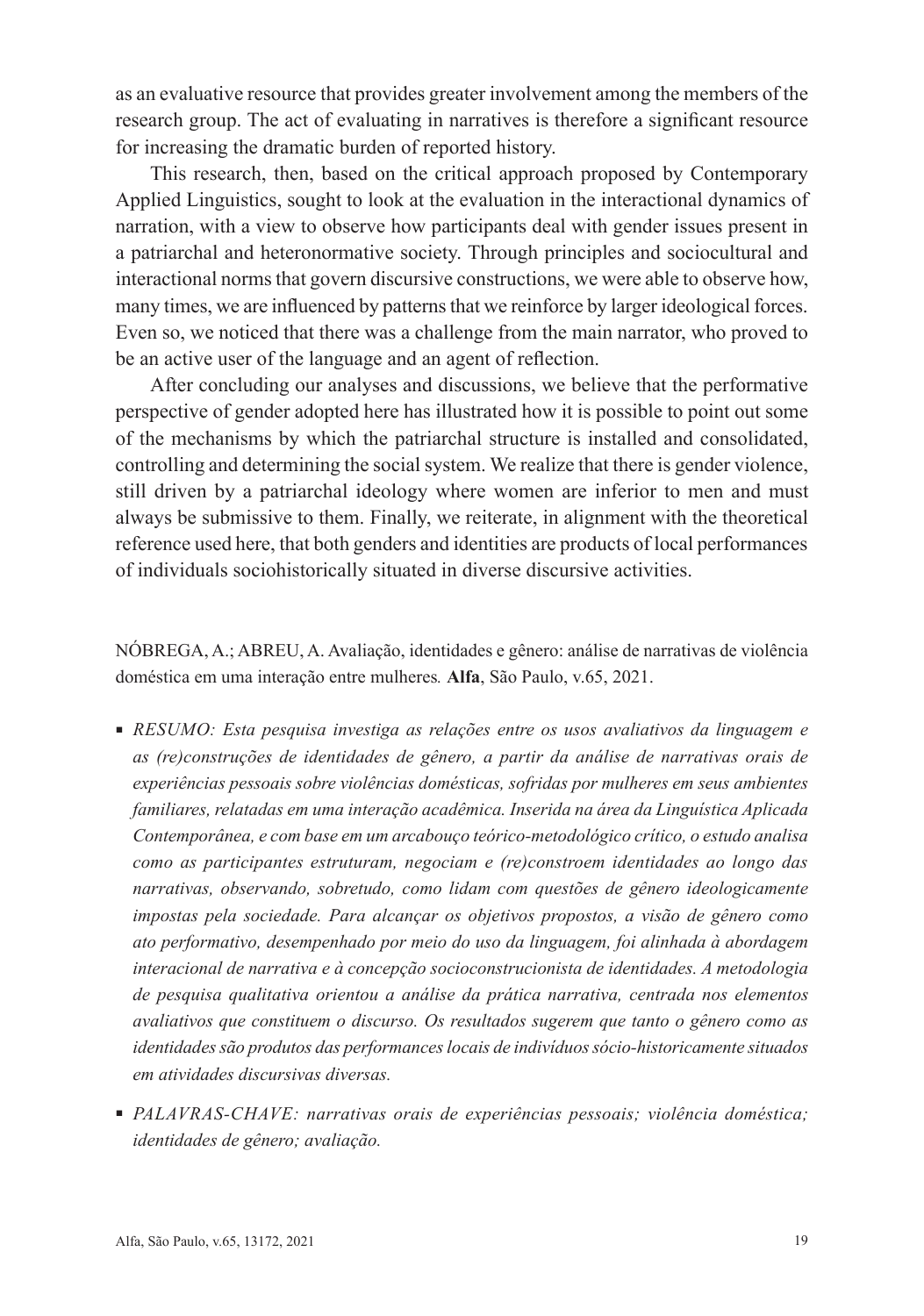as an evaluative resource that provides greater involvement among the members of the research group. The act of evaluating in narratives is therefore a significant resource for increasing the dramatic burden of reported history.

This research, then, based on the critical approach proposed by Contemporary Applied Linguistics, sought to look at the evaluation in the interactional dynamics of narration, with a view to observe how participants deal with gender issues present in a patriarchal and heteronormative society. Through principles and sociocultural and interactional norms that govern discursive constructions, we were able to observe how, many times, we are influenced by patterns that we reinforce by larger ideological forces. Even so, we noticed that there was a challenge from the main narrator, who proved to be an active user of the language and an agent of reflection.

After concluding our analyses and discussions, we believe that the performative perspective of gender adopted here has illustrated how it is possible to point out some of the mechanisms by which the patriarchal structure is installed and consolidated, controlling and determining the social system. We realize that there is gender violence, still driven by a patriarchal ideology where women are inferior to men and must always be submissive to them. Finally, we reiterate, in alignment with the theoretical reference used here, that both genders and identities are products of local performances of individuals sociohistorically situated in diverse discursive activities.

NÓBREGA, A.; ABREU, A. Avaliação, identidades e gênero: análise de narrativas de violência doméstica em uma interação entre mulheres*.* **Alfa**, São Paulo, v.65, 2021.

- *RESUMO: Esta pesquisa investiga as relações entre os usos avaliativos da linguagem e as (re)construções de identidades de gênero, a partir da análise de narrativas orais de experiências pessoais sobre violências domésticas, sofridas por mulheres em seus ambientes familiares, relatadas em uma interação acadêmica. Inserida na área da Linguística Aplicada Contemporânea, e com base em um arcabouço teórico-metodológico crítico, o estudo analisa como as participantes estruturam, negociam e (re)constroem identidades ao longo das narrativas, observando, sobretudo, como lidam com questões de gênero ideologicamente impostas pela sociedade. Para alcançar os objetivos propostos, a visão de gênero como ato performativo, desempenhado por meio do uso da linguagem, foi alinhada à abordagem interacional de narrativa e à concepção socioconstrucionista de identidades. A metodologia de pesquisa qualitativa orientou a análise da prática narrativa, centrada nos elementos avaliativos que constituem o discurso. Os resultados sugerem que tanto o gênero como as identidades são produtos das performances locais de indivíduos sócio-historicamente situados em atividades discursivas diversas.*
- *PALAVRAS-CHAVE: narrativas orais de experiências pessoais; violência doméstica; identidades de gênero; avaliação.*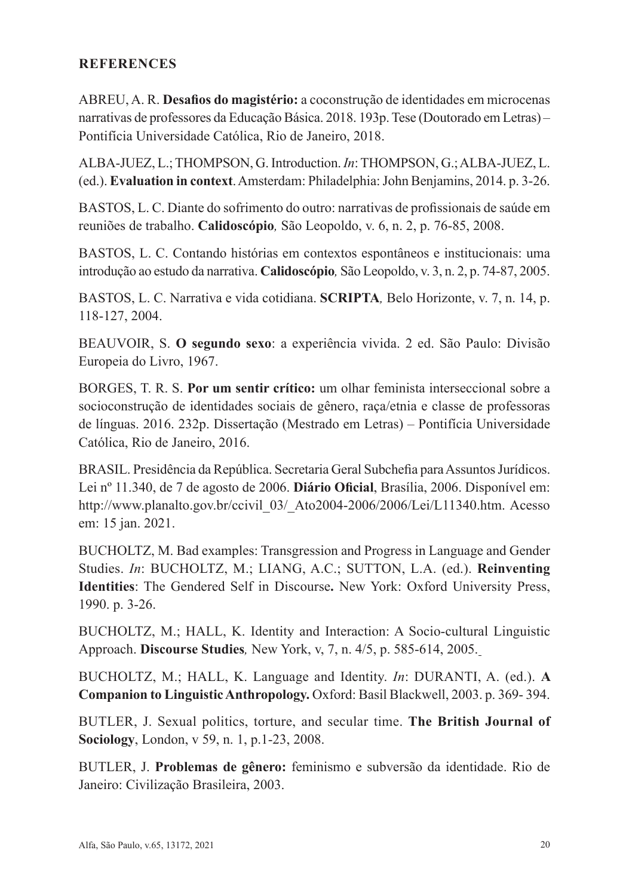## REFERENCES

ABREU, A. R. **Desafios do magistério:** a coconstrução de identidades em microcenas narrativas de professores da Educação Básica. 2018. 193p. Tese (Doutorado em Letras) – Pontifícia Universidade Católica, Rio de Janeiro, 2018.

ALBA-JUEZ, L.; THOMPSON, G. Introduction. *In*: THOMPSON, G.; ALBA-JUEZ, L. (ed.). **Evaluation in context**. Amsterdam: Philadelphia: John Benjamins, 2014. p. 3-26.

BASTOS, L. C. Diante do sofrimento do outro: narrativas de profissionais de saúde em reuniões de trabalho. **Calidoscópio***,* São Leopoldo, v. 6, n. 2, p. 76-85, 2008.

BASTOS, L. C. Contando histórias em contextos espontâneos e institucionais: uma introdução ao estudo da narrativa. **Calidoscópio***,* São Leopoldo, v. 3, n. 2, p. 74-87, 2005.

BASTOS, L. C. Narrativa e vida cotidiana. **SCRIPTA***,* Belo Horizonte, v. 7, n. 14, p. 118-127, 2004.

BEAUVOIR, S. **O segundo sexo**: a experiência vivida. 2 ed. São Paulo: Divisão Europeia do Livro, 1967.

BORGES, T. R. S. **Por um sentir crítico:** um olhar feminista interseccional sobre a socioconstrução de identidades sociais de gênero, raça/etnia e classe de professoras de línguas. 2016. 232p. Dissertação (Mestrado em Letras) – Pontifícia Universidade Católica, Rio de Janeiro, 2016.

BRASIL. Presidência da República. Secretaria Geral Subchefia para Assuntos Jurídicos. Lei nº 11.340, de 7 de agosto de 2006. **Diário Oficial**, Brasília, 2006. Disponível em: http://www.planalto.gov.br/ccivil_03/_Ato2004-2006/2006/Lei/L11340.htm. Acesso em: 15 jan. 2021.

BUCHOLTZ, M. Bad examples: Transgression and Progress in Language and Gender Studies. *In*: BUCHOLTZ, M.; LIANG, A.C.; SUTTON, L.A. (ed.). **Reinventing Identities**: The Gendered Self in Discourse**.** New York: Oxford University Press, 1990. p. 3-26.

BUCHOLTZ, M.; HALL, K. Identity and Interaction: A Socio-cultural Linguistic Approach. **Discourse Studies***,* New York, v, 7, n. 4/5, p. 585-614, 2005.

BUCHOLTZ, M.; HALL, K. Language and Identity. *In*: DURANTI, A. (ed.). **A Companion to Linguistic Anthropology.** Oxford: Basil Blackwell, 2003. p. 369- 394.

BUTLER, J. Sexual politics, torture, and secular time. **The British Journal of Sociology**, London, v 59, n. 1, p.1-23, 2008.

BUTLER, J. **Problemas de gênero:** feminismo e subversão da identidade. Rio de Janeiro: Civilização Brasileira, 2003.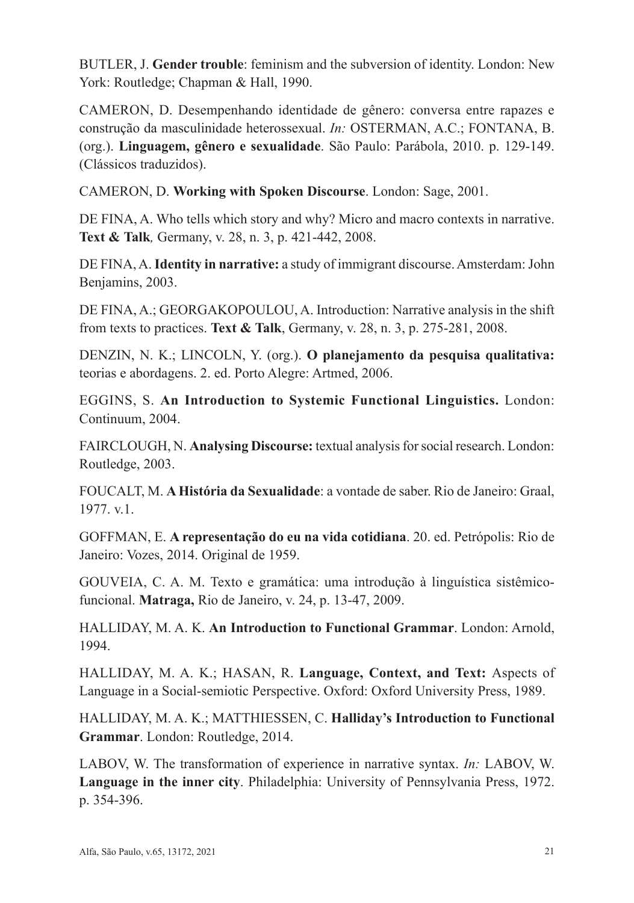BUTLER, J. **Gender trouble**: feminism and the subversion of identity. London: New York: Routledge; Chapman & Hall, 1990.

CAMERON, D. Desempenhando identidade de gênero: conversa entre rapazes e construção da masculinidade heterossexual. *In:* OSTERMAN, A.C.; FONTANA, B. (org.). **Linguagem, gênero e sexualidade**. São Paulo: Parábola, 2010. p. 129-149. (Clássicos traduzidos).

CAMERON, D. **Working with Spoken Discourse**. London: Sage, 2001.

DE FINA, A. Who tells which story and why? Micro and macro contexts in narrative. **Text & Talk***,* Germany, v. 28, n. 3, p. 421-442, 2008.

DE FINA, A. **Identity in narrative:** a study of immigrant discourse. Amsterdam: John Benjamins, 2003.

DE FINA, A.; GEORGAKOPOULOU, A. Introduction: Narrative analysis in the shift from texts to practices. **Text & Talk**, Germany, v. 28, n. 3, p. 275-281, 2008.

DENZIN, N. K.; LINCOLN, Y. (org.). **O planejamento da pesquisa qualitativa:** teorias e abordagens. 2. ed. Porto Alegre: Artmed, 2006.

EGGINS, S. **An Introduction to Systemic Functional Linguistics.** London: Continuum, 2004.

FAIRCLOUGH, N. **Analysing Discourse:** textual analysis for social research. London: Routledge, 2003.

FOUCALT, M. **A História da Sexualidade**: a vontade de saber. Rio de Janeiro: Graal, 1977. v.1.

GOFFMAN, E. **A representação do eu na vida cotidiana**. 20. ed. Petrópolis: Rio de Janeiro: Vozes, 2014. Original de 1959.

GOUVEIA, C. A. M. Texto e gramática: uma introdução à linguística sistêmico-funcional. **Matraga,** Rio de Janeiro, v. 24, p. 13-47, 2009.

HALLIDAY, M. A. K. **An Introduction to Functional Grammar**. London: Arnold, 1994.

HALLIDAY, M. A. K.; HASAN, R. **Language, Context, and Text:** Aspects of Language in a Social-semiotic Perspective. Oxford: Oxford University Press, 1989.

HALLIDAY, M. A. K.; MATTHIESSEN, C. **Halliday's Introduction to Functional Grammar**. London: Routledge, 2014.

LABOV, W. The transformation of experience in narrative syntax. *In:* LABOV, W. **Language in the inner city**. Philadelphia: University of Pennsylvania Press, 1972. p. 354-396.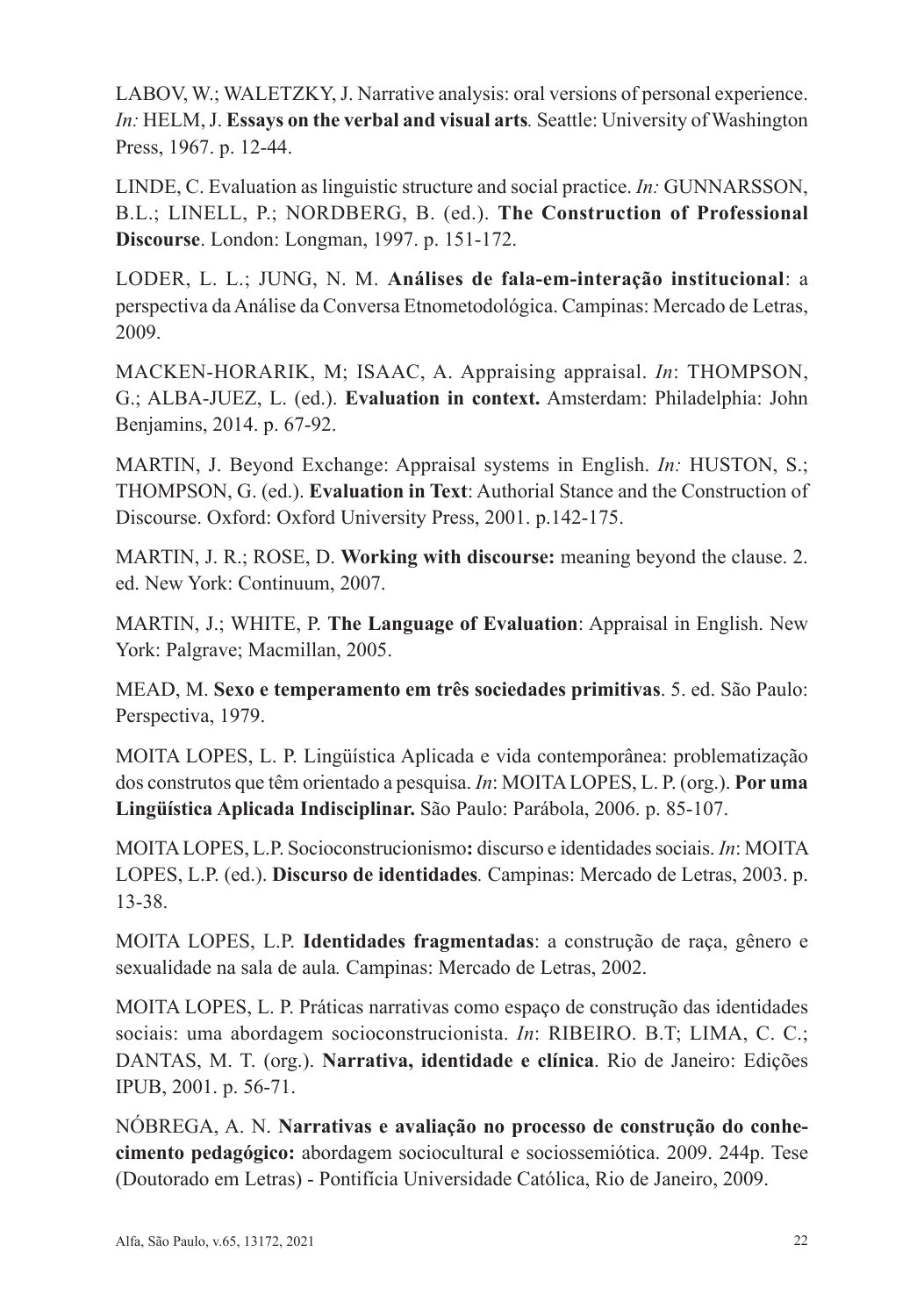LABOV, W.; WALETZKY, J. Narrative analysis: oral versions of personal experience. *In:* HELM, J. **Essays on the verbal and visual arts***.* Seattle: University of Washington Press, 1967. p. 12-44.

LINDE, C. Evaluation as linguistic structure and social practice. *In:* GUNNARSSON, B.L.; LINELL, P.; NORDBERG, B. (ed.). **The Construction of Professional Discourse**. London: Longman, 1997. p. 151-172.

LODER, L. L.; JUNG, N. M. **Análises de fala-em-interação institucional**: a perspectiva da Análise da Conversa Etnometodológica. Campinas: Mercado de Letras, 2009.

MACKEN-HORARIK, M; ISAAC, A. Appraising appraisal. *In*: THOMPSON, G.; ALBA-JUEZ, L. (ed.). **Evaluation in context.** Amsterdam: Philadelphia: John Benjamins, 2014. p. 67-92.

MARTIN, J. Beyond Exchange: Appraisal systems in English. *In:* HUSTON, S.; THOMPSON, G. (ed.). **Evaluation in Text**: Authorial Stance and the Construction of Discourse. Oxford: Oxford University Press, 2001. p.142-175.

MARTIN, J. R.; ROSE, D. **Working with discourse:** meaning beyond the clause. 2. ed. New York: Continuum, 2007.

MARTIN, J.; WHITE, P. **The Language of Evaluation**: Appraisal in English. New York: Palgrave; Macmillan, 2005.

MEAD, M. **Sexo e temperamento em três sociedades primitivas**. 5. ed. São Paulo: Perspectiva, 1979.

MOITA LOPES, L. P. Lingüística Aplicada e vida contemporânea: problematização dos construtos que têm orientado a pesquisa. *In*: MOITA LOPES, L. P. (org.). **Por uma Lingüística Aplicada Indisciplinar.** São Paulo: Parábola, 2006. p. 85-107.

MOITA LOPES, L.P. Socioconstrucionismo**:** discurso e identidades sociais. *In*: MOITA LOPES, L.P. (ed.). **Discurso de identidades***.* Campinas: Mercado de Letras, 2003. p. 13-38.

MOITA LOPES, L.P. **Identidades fragmentadas**: a construção de raça, gênero e sexualidade na sala de aula*.* Campinas: Mercado de Letras, 2002.

MOITA LOPES, L. P. Práticas narrativas como espaço de construção das identidades sociais: uma abordagem socioconstrucionista. *In*: RIBEIRO. B.T; LIMA, C. C.; DANTAS, M. T. (org.). **Narrativa, identidade e clínica**. Rio de Janeiro: Edições IPUB, 2001. p. 56-71.

NÓBREGA, A. N. **Narrativas e avaliação no processo de construção do conhecimento pedagógico:** abordagem sociocultural e sociossemiótica. 2009. 244p. Tese (Doutorado em Letras) - Pontifícia Universidade Católica, Rio de Janeiro, 2009.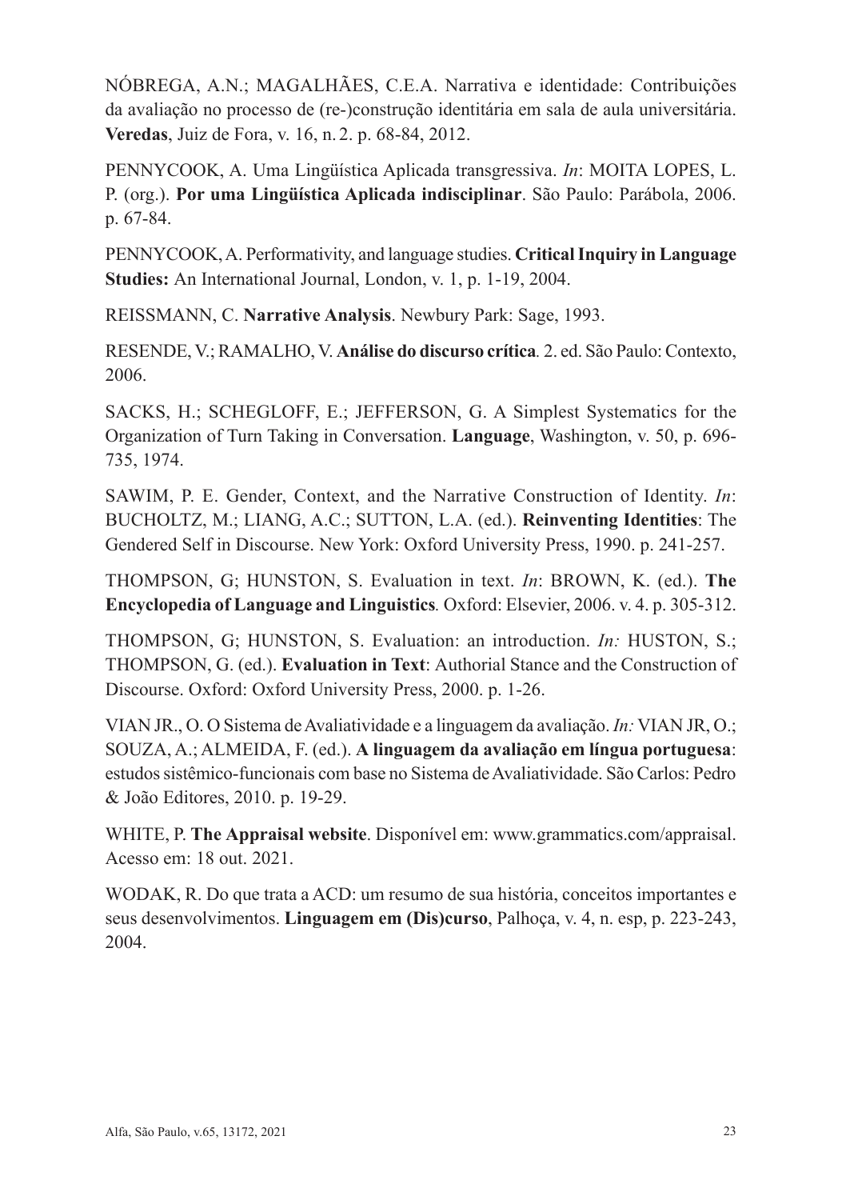NÓBREGA, A.N.; MAGALHÃES, C.E.A. Narrativa e identidade: Contribuições da avaliação no processo de (re-)construção identitária em sala de aula universitária. **Veredas**, Juiz de Fora, v. 16, n. 2. p. 68-84, 2012.

PENNYCOOK, A. Uma Lingüística Aplicada transgressiva. *In*: MOITA LOPES, L. P. (org.). **Por uma Lingüística Aplicada indisciplinar**. São Paulo: Parábola, 2006. p. 67-84.

PENNYCOOK, A. Performativity, and language studies. **Critical Inquiry in Language Studies:** An International Journal, London, v. 1, p. 1-19, 2004.

REISSMANN, C. **Narrative Analysis**. Newbury Park: Sage, 1993.

RESENDE, V.; RAMALHO, V. **Análise do discurso crítica**. 2. ed. São Paulo: Contexto, 2006.

SACKS, H.; SCHEGLOFF, E.; JEFFERSON, G. A Simplest Systematics for the Organization of Turn Taking in Conversation. **Language**, Washington, v. 50, p. 696-735, 1974.

SAWIM, P. E. Gender, Context, and the Narrative Construction of Identity. *In*: BUCHOLTZ, M.; LIANG, A.C.; SUTTON, L.A. (ed.). **Reinventing Identities**: The Gendered Self in Discourse. New York: Oxford University Press, 1990. p. 241-257.

THOMPSON, G; HUNSTON, S. Evaluation in text. *In*: BROWN, K. (ed.). **The Encyclopedia of Language and Linguistics**. Oxford: Elsevier, 2006. v. 4. p. 305-312.

THOMPSON, G; HUNSTON, S. Evaluation: an introduction. *In:* HUSTON, S.; THOMPSON, G. (ed.). **Evaluation in Text**: Authorial Stance and the Construction of Discourse. Oxford: Oxford University Press, 2000. p. 1-26.

VIAN JR., O. O Sistema de Avaliatividade e a linguagem da avaliação. *In:* VIAN JR, O.; SOUZA, A.; ALMEIDA, F. (ed.). **A linguagem da avaliação em língua portuguesa**: estudos sistêmico-funcionais com base no Sistema de Avaliatividade. São Carlos: Pedro & João Editores, 2010. p. 19-29.

WHITE, P. **The Appraisal website**. Disponível em: www.grammatics.com/appraisal. Acesso em: 18 out. 2021.

WODAK, R. Do que trata a ACD: um resumo de sua história, conceitos importantes e seus desenvolvimentos. **Linguagem em (Dis)curso**, Palhoça, v. 4, n. esp, p. 223-243, 2004.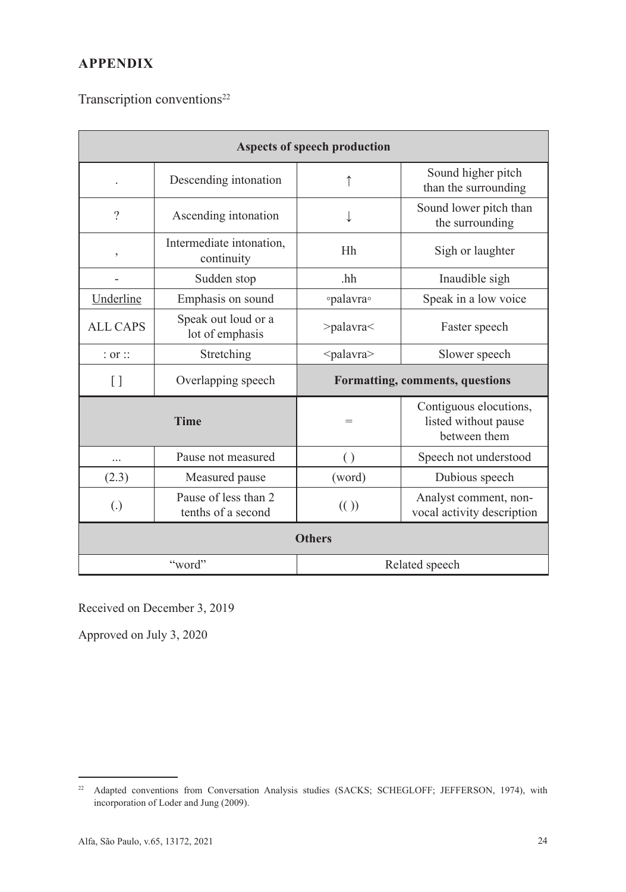## APPENDIX

Transcription conventions[22]

| Aspects of speech production | | | |
|---|---|---|---|
| . | Descending intonation | ↑ | Sound higher pitch than the surrounding |
| ? | Ascending intonation | ↓ | Sound lower pitch than the surrounding |
| , | Intermediate intonation, continuity | Hh | Sigh or laughter |
| - | Sudden stop | .hh | Inaudible sigh |
| <u>Underline</u> | Emphasis on sound | °palavra° | Speak in a low voice |
| ALL CAPS | Speak out loud or a lot of emphasis | >palavra< | Faster speech |
| : or :: | Stretching | <palavra> | Slower speech |
| [ ] | Overlapping speech | **Formatting, comments, questions** | |
| **Time** | | = | Contiguous elocutions, listed without pause between them |
| ... | Pause not measured | ( ) | Speech not understood |
| (2.3) | Measured pause | (word) | Dubious speech |
| (.) | Pause of less than 2 tenths of a second | (( )) | Analyst comment, non-vocal activity description |
| **Others** | | | |
| "word" | | Related speech | |

Received on December 3, 2019

Approved on July 3, 2020

[22] Adapted conventions from Conversation Analysis studies (SACKS; SCHEGLOFF; JEFFERSON, 1974), with incorporation of Loder and Jung (2009).